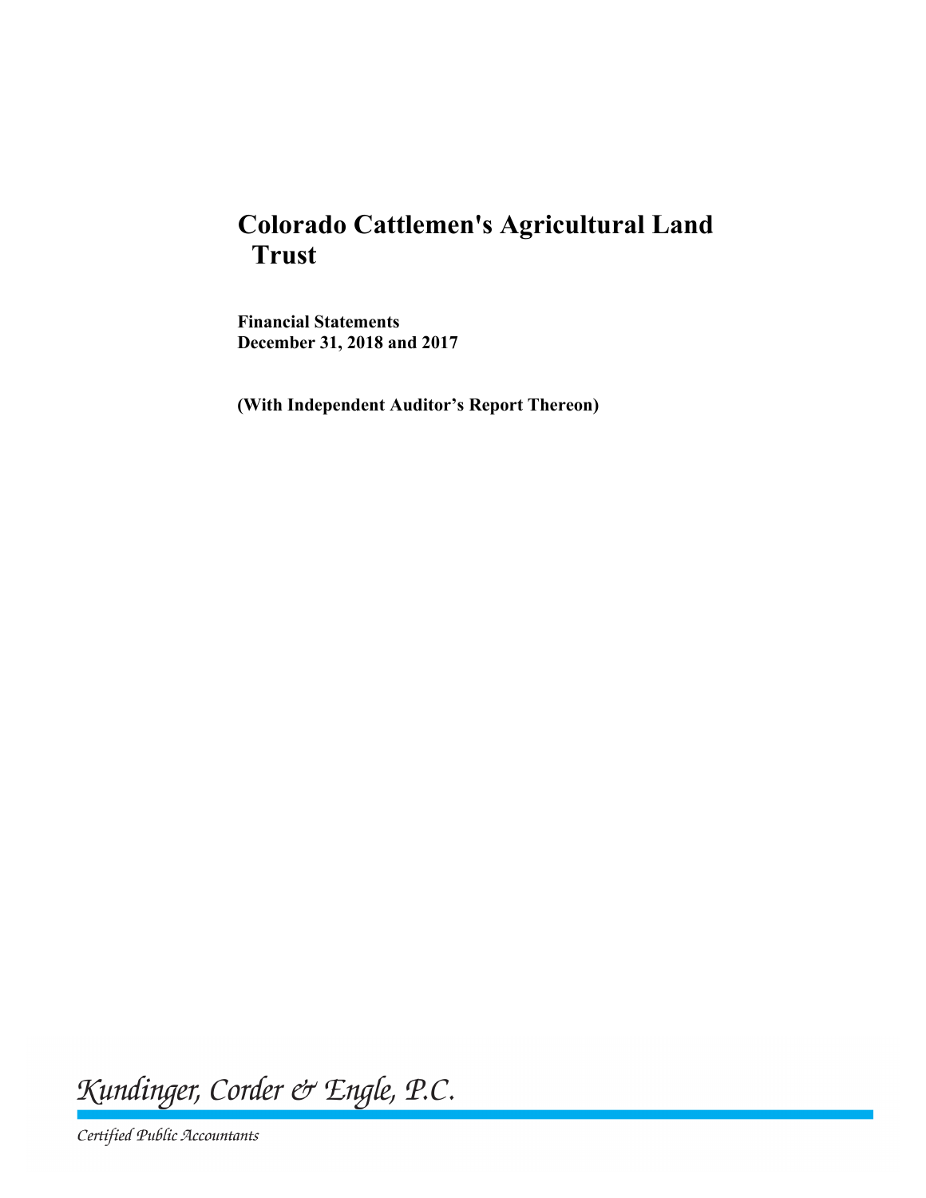# Colorado Cattlemen's Agricultural Land Trust

**Financial Statements**
**December 31, 2018 and 2017**

**(With Independent Auditor's Report Thereon)**

*Kundinger, Corder & Engle, P.C.*

*Certified Public Accountants*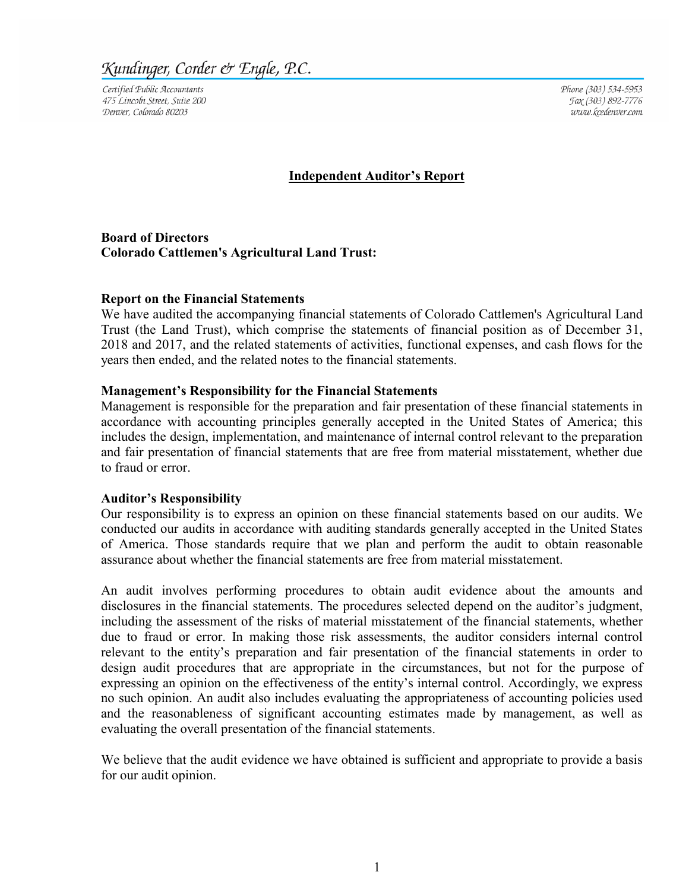Kundinger, Corder & Engle, P.C.

Certified Public Accountants
475 Lincoln Street, Suite 200
Denver, Colorado 80203

Phone (303) 534-5953
Fax (303) 892-7776
www.kcedenver.com

## Independent Auditor's Report

**Board of Directors**
**Colorado Cattlemen's Agricultural Land Trust:**

### Report on the Financial Statements

We have audited the accompanying financial statements of Colorado Cattlemen's Agricultural Land Trust (the Land Trust), which comprise the statements of financial position as of December 31, 2018 and 2017, and the related statements of activities, functional expenses, and cash flows for the years then ended, and the related notes to the financial statements.

### Management's Responsibility for the Financial Statements

Management is responsible for the preparation and fair presentation of these financial statements in accordance with accounting principles generally accepted in the United States of America; this includes the design, implementation, and maintenance of internal control relevant to the preparation and fair presentation of financial statements that are free from material misstatement, whether due to fraud or error.

### Auditor's Responsibility

Our responsibility is to express an opinion on these financial statements based on our audits. We conducted our audits in accordance with auditing standards generally accepted in the United States of America. Those standards require that we plan and perform the audit to obtain reasonable assurance about whether the financial statements are free from material misstatement.

An audit involves performing procedures to obtain audit evidence about the amounts and disclosures in the financial statements. The procedures selected depend on the auditor's judgment, including the assessment of the risks of material misstatement of the financial statements, whether due to fraud or error. In making those risk assessments, the auditor considers internal control relevant to the entity's preparation and fair presentation of the financial statements in order to design audit procedures that are appropriate in the circumstances, but not for the purpose of expressing an opinion on the effectiveness of the entity's internal control. Accordingly, we express no such opinion. An audit also includes evaluating the appropriateness of accounting policies used and the reasonableness of significant accounting estimates made by management, as well as evaluating the overall presentation of the financial statements.

We believe that the audit evidence we have obtained is sufficient and appropriate to provide a basis for our audit opinion.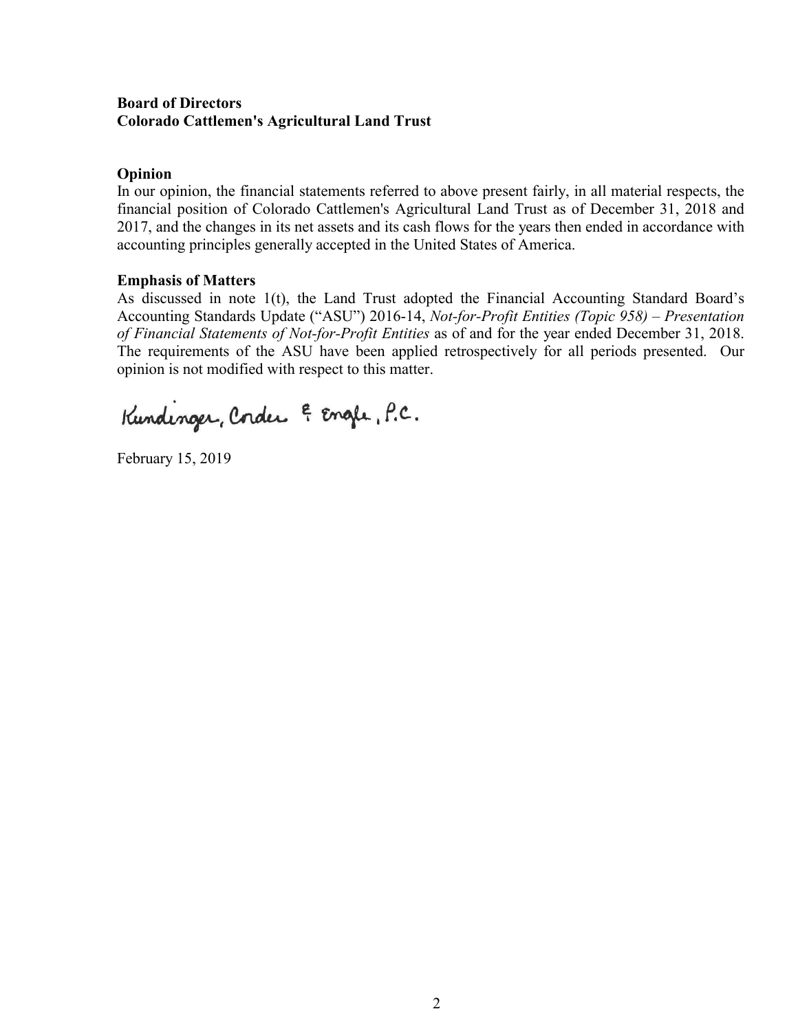**Board of Directors**
**Colorado Cattlemen's Agricultural Land Trust**

**Opinion**

In our opinion, the financial statements referred to above present fairly, in all material respects, the financial position of Colorado Cattlemen's Agricultural Land Trust as of December 31, 2018 and 2017, and the changes in its net assets and its cash flows for the years then ended in accordance with accounting principles generally accepted in the United States of America.

**Emphasis of Matters**

As discussed in note 1(t), the Land Trust adopted the Financial Accounting Standard Board's Accounting Standards Update ("ASU") 2016-14, *Not-for-Profit Entities (Topic 958) – Presentation of Financial Statements of Not-for-Profit Entities* as of and for the year ended December 31, 2018. The requirements of the ASU have been applied retrospectively for all periods presented. Our opinion is not modified with respect to this matter.

Kundinger, Corder & Engle, P.C.

February 15, 2019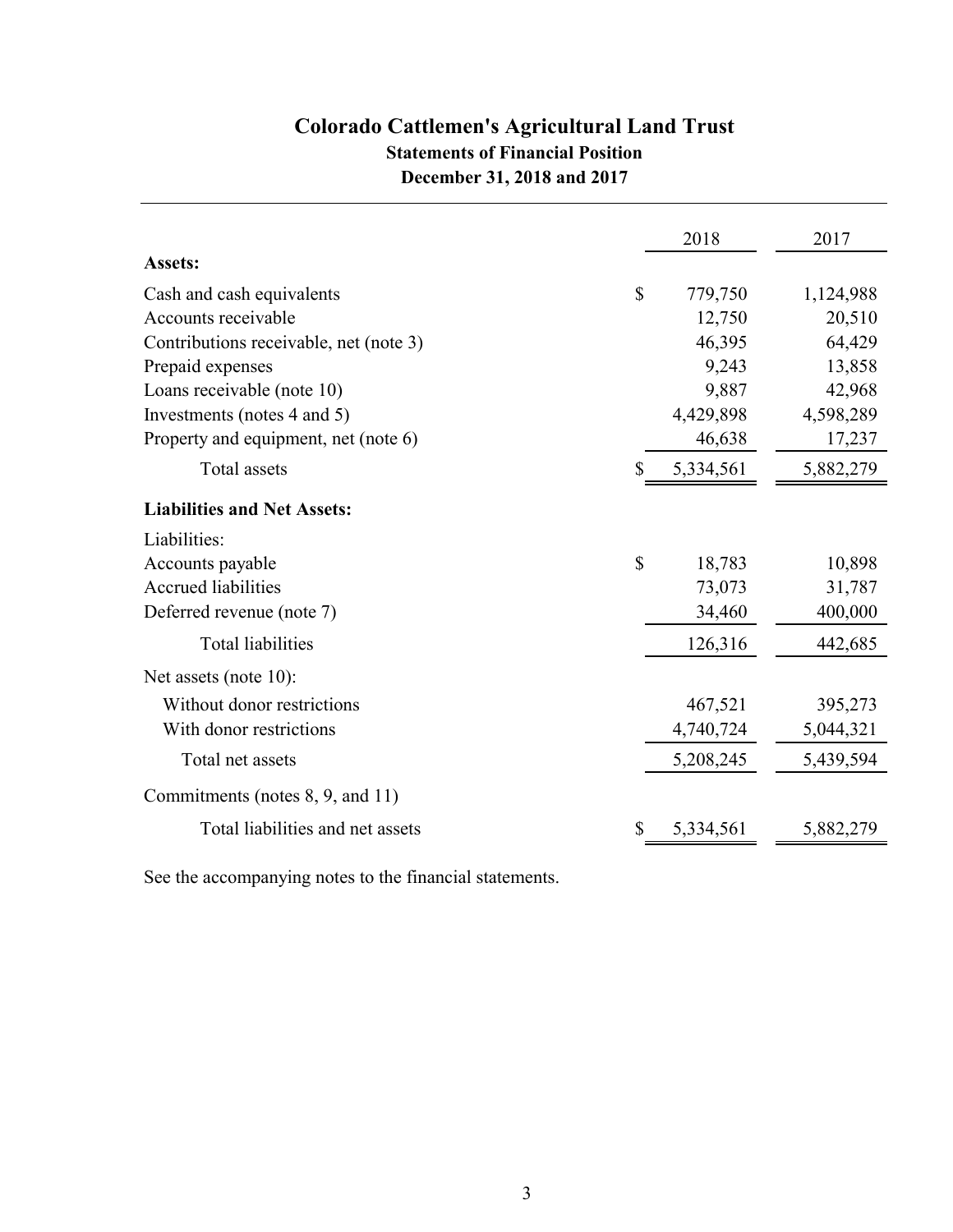# Colorado Cattlemen's Agricultural Land Trust

## Statements of Financial Position

### December 31, 2018 and 2017

| | 2018 | 2017 |
|---|---|---|
| **Assets:** | | |
| Cash and cash equivalents | $ 779,750 | 1,124,988 |
| Accounts receivable | 12,750 | 20,510 |
| Contributions receivable, net (note 3) | 46,395 | 64,429 |
| Prepaid expenses | 9,243 | 13,858 |
| Loans receivable (note 10) | 9,887 | 42,968 |
| Investments (notes 4 and 5) | 4,429,898 | 4,598,289 |
| Property and equipment, net (note 6) | 46,638 | 17,237 |
| Total assets | $ 5,334,561 | 5,882,279 |
| **Liabilities and Net Assets:** | | |
| Liabilities: | | |
| Accounts payable | $ 18,783 | 10,898 |
| Accrued liabilities | 73,073 | 31,787 |
| Deferred revenue (note 7) | 34,460 | 400,000 |
| Total liabilities | 126,316 | 442,685 |
| Net assets (note 10): | | |
| Without donor restrictions | 467,521 | 395,273 |
| With donor restrictions | 4,740,724 | 5,044,321 |
| Total net assets | 5,208,245 | 5,439,594 |
| Commitments (notes 8, 9, and 11) | | |
| Total liabilities and net assets | $ 5,334,561 | 5,882,279 |

See the accompanying notes to the financial statements.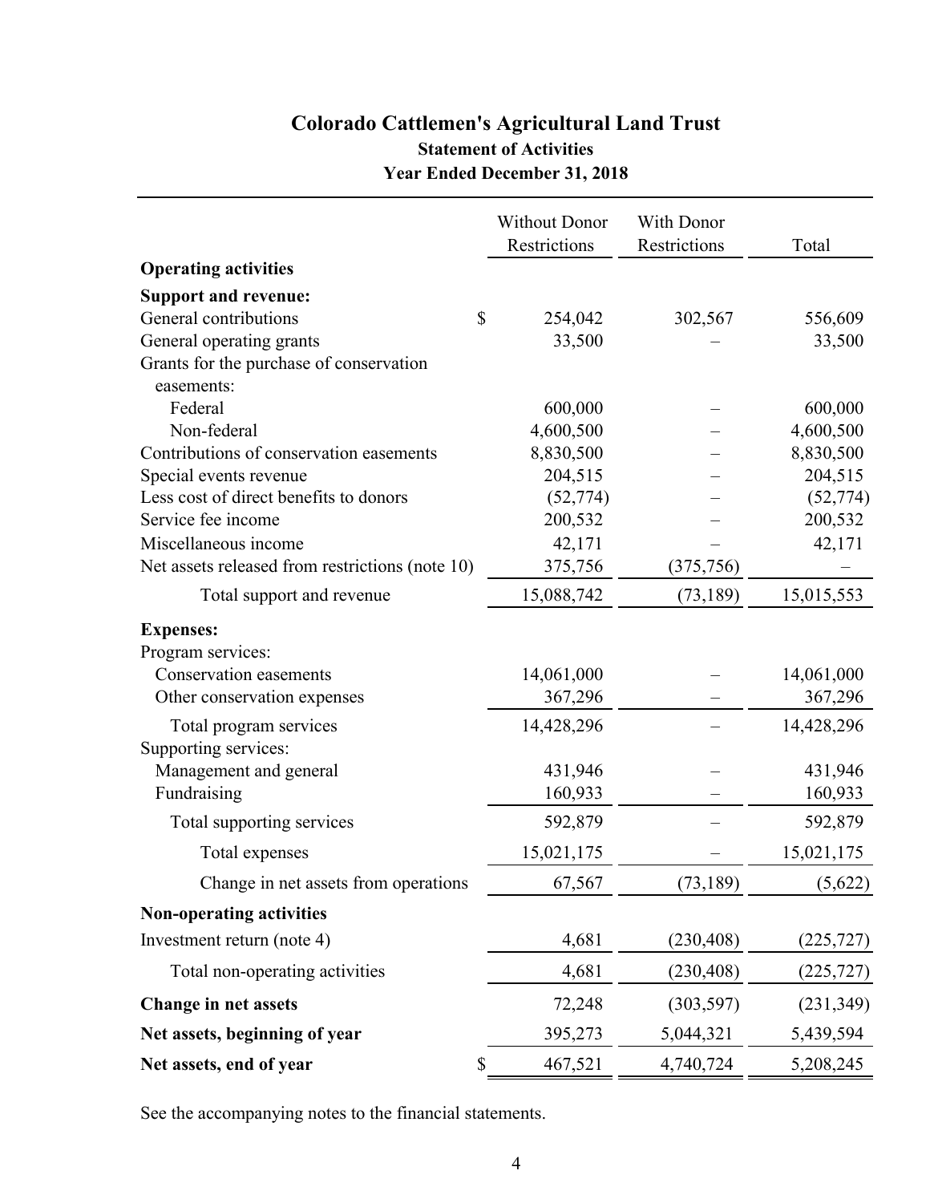# Colorado Cattlemen's Agricultural Land Trust

## Statement of Activities

### Year Ended December 31, 2018

| | Without Donor Restrictions | With Donor Restrictions | Total |
|---|---|---|---|
| **Operating activities** | | | |
| **Support and revenue:** | | | |
| General contributions | $ 254,042 | 302,567 | 556,609 |
| General operating grants | 33,500 | – | 33,500 |
| Grants for the purchase of conservation easements: | | | |
| Federal | 600,000 | – | 600,000 |
| Non-federal | 4,600,500 | – | 4,600,500 |
| Contributions of conservation easements | 8,830,500 | – | 8,830,500 |
| Special events revenue | 204,515 | – | 204,515 |
| Less cost of direct benefits to donors | (52,774) | – | (52,774) |
| Service fee income | 200,532 | – | 200,532 |
| Miscellaneous income | 42,171 | – | 42,171 |
| Net assets released from restrictions (note 10) | 375,756 | (375,756) | – |
| Total support and revenue | 15,088,742 | (73,189) | 15,015,553 |
| **Expenses:** | | | |
| Program services: | | | |
| Conservation easements | 14,061,000 | – | 14,061,000 |
| Other conservation expenses | 367,296 | – | 367,296 |
| Total program services | 14,428,296 | – | 14,428,296 |
| Supporting services: | | | |
| Management and general | 431,946 | – | 431,946 |
| Fundraising | 160,933 | – | 160,933 |
| Total supporting services | 592,879 | – | 592,879 |
| Total expenses | 15,021,175 | – | 15,021,175 |
| Change in net assets from operations | 67,567 | (73,189) | (5,622) |
| **Non-operating activities** | | | |
| Investment return (note 4) | 4,681 | (230,408) | (225,727) |
| Total non-operating activities | 4,681 | (230,408) | (225,727) |
| **Change in net assets** | 72,248 | (303,597) | (231,349) |
| **Net assets, beginning of year** | 395,273 | 5,044,321 | 5,439,594 |
| **Net assets, end of year** | $ 467,521 | 4,740,724 | 5,208,245 |

See the accompanying notes to the financial statements.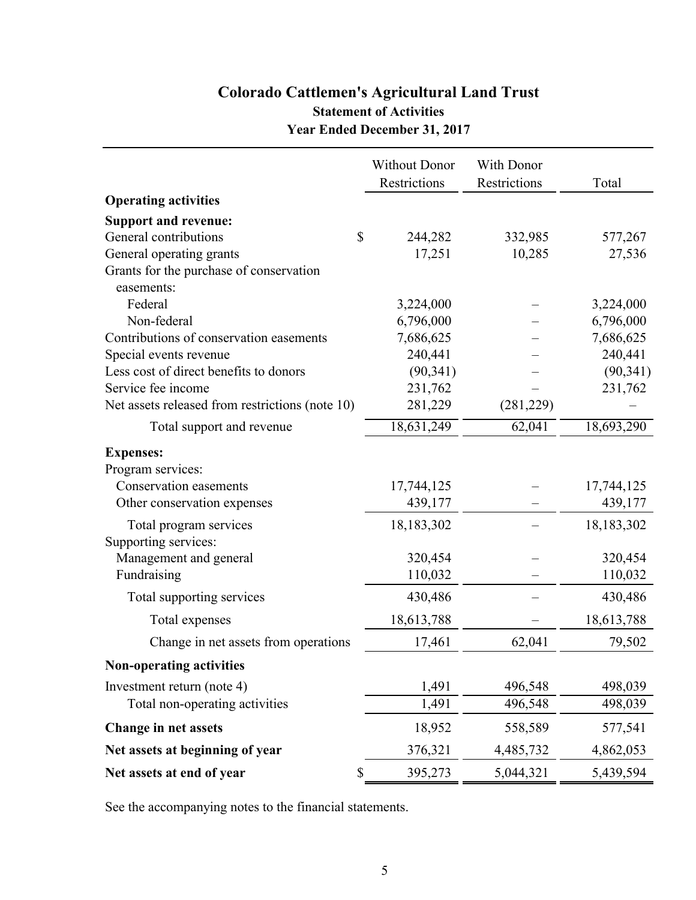# Colorado Cattlemen's Agricultural Land Trust

## Statement of Activities

### Year Ended December 31, 2017

| | Without Donor Restrictions | With Donor Restrictions | Total |
|---|---|---|---|
| **Operating activities** | | | |
| **Support and revenue:** | | | |
| General contributions | $ 244,282 | 332,985 | 577,267 |
| General operating grants | 17,251 | 10,285 | 27,536 |
| Grants for the purchase of conservation easements: | | | |
| Federal | 3,224,000 | – | 3,224,000 |
| Non-federal | 6,796,000 | – | 6,796,000 |
| Contributions of conservation easements | 7,686,625 | – | 7,686,625 |
| Special events revenue | 240,441 | – | 240,441 |
| Less cost of direct benefits to donors | (90,341) | – | (90,341) |
| Service fee income | 231,762 | – | 231,762 |
| Net assets released from restrictions (note 10) | 281,229 | (281,229) | – |
| Total support and revenue | 18,631,249 | 62,041 | 18,693,290 |
| **Expenses:** | | | |
| Program services: | | | |
| Conservation easements | 17,744,125 | – | 17,744,125 |
| Other conservation expenses | 439,177 | – | 439,177 |
| Total program services | 18,183,302 | – | 18,183,302 |
| Supporting services: | | | |
| Management and general | 320,454 | – | 320,454 |
| Fundraising | 110,032 | – | 110,032 |
| Total supporting services | 430,486 | – | 430,486 |
| Total expenses | 18,613,788 | – | 18,613,788 |
| Change in net assets from operations | 17,461 | 62,041 | 79,502 |
| **Non-operating activities** | | | |
| Investment return (note 4) | 1,491 | 496,548 | 498,039 |
| Total non-operating activities | 1,491 | 496,548 | 498,039 |
| **Change in net assets** | 18,952 | 558,589 | 577,541 |
| **Net assets at beginning of year** | 376,321 | 4,485,732 | 4,862,053 |
| **Net assets at end of year** | $ 395,273 | 5,044,321 | 5,439,594 |

See the accompanying notes to the financial statements.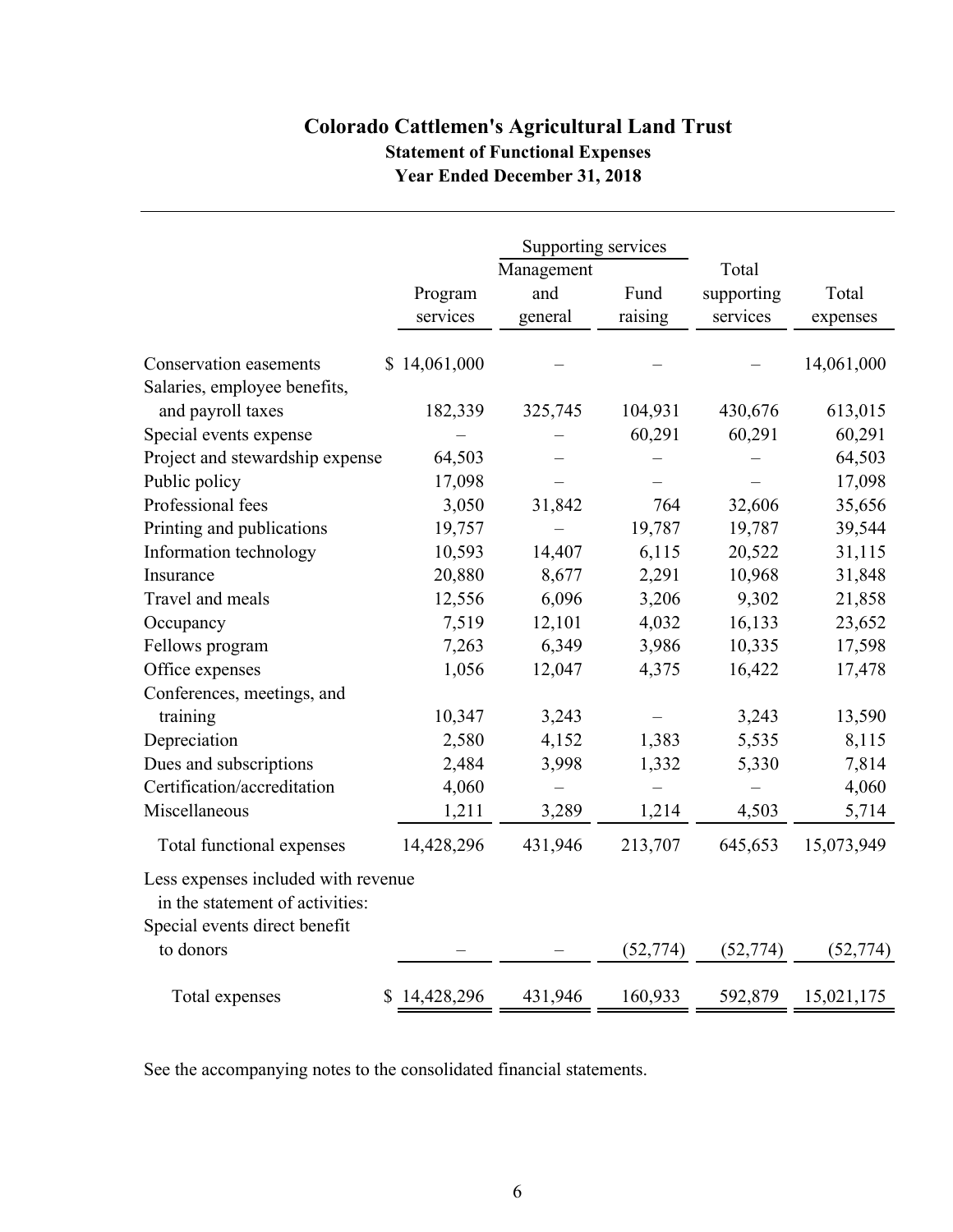# Colorado Cattlemen's Agricultural Land Trust

## Statement of Functional Expenses

## Year Ended December 31, 2018

| | Program services | Supporting services | | | Total expenses |
|---|---|---|---|---|---|
| | | Management and general | Fund raising | Total supporting services | |
| Conservation easements | $ 14,061,000 | – | – | – | 14,061,000 |
| Salaries, employee benefits, and payroll taxes | 182,339 | 325,745 | 104,931 | 430,676 | 613,015 |
| Special events expense | – | – | 60,291 | 60,291 | 60,291 |
| Project and stewardship expense | 64,503 | – | – | – | 64,503 |
| Public policy | 17,098 | – | – | – | 17,098 |
| Professional fees | 3,050 | 31,842 | 764 | 32,606 | 35,656 |
| Printing and publications | 19,757 | – | 19,787 | 19,787 | 39,544 |
| Information technology | 10,593 | 14,407 | 6,115 | 20,522 | 31,115 |
| Insurance | 20,880 | 8,677 | 2,291 | 10,968 | 31,848 |
| Travel and meals | 12,556 | 6,096 | 3,206 | 9,302 | 21,858 |
| Occupancy | 7,519 | 12,101 | 4,032 | 16,133 | 23,652 |
| Fellows program | 7,263 | 6,349 | 3,986 | 10,335 | 17,598 |
| Office expenses | 1,056 | 12,047 | 4,375 | 16,422 | 17,478 |
| Conferences, meetings, and training | 10,347 | 3,243 | – | 3,243 | 13,590 |
| Depreciation | 2,580 | 4,152 | 1,383 | 5,535 | 8,115 |
| Dues and subscriptions | 2,484 | 3,998 | 1,332 | 5,330 | 7,814 |
| Certification/accreditation | 4,060 | – | – | – | 4,060 |
| Miscellaneous | 1,211 | 3,289 | 1,214 | 4,503 | 5,714 |
| Total functional expenses | 14,428,296 | 431,946 | 213,707 | 645,653 | 15,073,949 |
| Less expenses included with revenue in the statement of activities: | | | | | |
| Special events direct benefit to donors | – | – | (52,774) | (52,774) | (52,774) |
| Total expenses | $ 14,428,296 | 431,946 | 160,933 | 592,879 | 15,021,175 |

See the accompanying notes to the consolidated financial statements.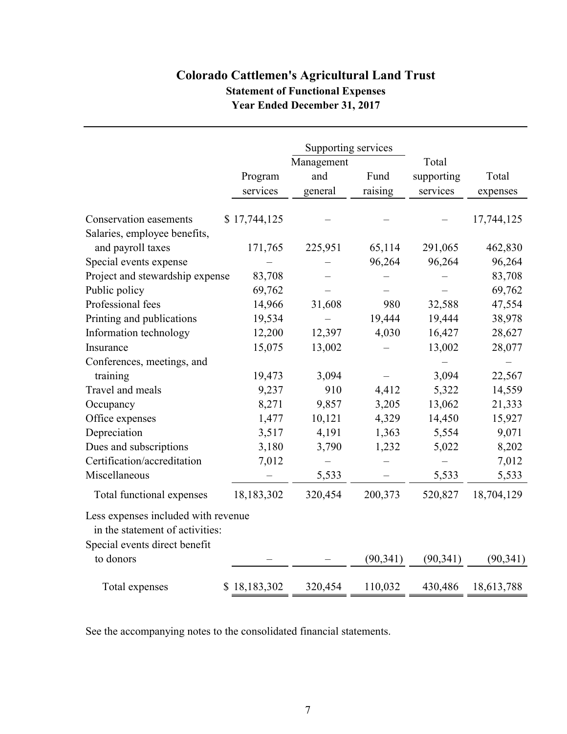# Colorado Cattlemen's Agricultural Land Trust

## Statement of Functional Expenses

### Year Ended December 31, 2017

| | | Supporting services | | | |
|---|---|---|---|---|---|
| | Program services | Management and general | Fund raising | Total supporting services | Total expenses |
| Conservation easements | $ 17,744,125 | – | – | – | 17,744,125 |
| Salaries, employee benefits, and payroll taxes | 171,765 | 225,951 | 65,114 | 291,065 | 462,830 |
| Special events expense | – | – | 96,264 | 96,264 | 96,264 |
| Project and stewardship expense | 83,708 | – | – | – | 83,708 |
| Public policy | 69,762 | – | – | – | 69,762 |
| Professional fees | 14,966 | 31,608 | 980 | 32,588 | 47,554 |
| Printing and publications | 19,534 | – | 19,444 | 19,444 | 38,978 |
| Information technology | 12,200 | 12,397 | 4,030 | 16,427 | 28,627 |
| Insurance | 15,075 | 13,002 | – | 13,002 | 28,077 |
| Conferences, meetings, and training | 19,473 | 3,094 | – | 3,094 | 22,567 |
| Travel and meals | 9,237 | 910 | 4,412 | 5,322 | 14,559 |
| Occupancy | 8,271 | 9,857 | 3,205 | 13,062 | 21,333 |
| Office expenses | 1,477 | 10,121 | 4,329 | 14,450 | 15,927 |
| Depreciation | 3,517 | 4,191 | 1,363 | 5,554 | 9,071 |
| Dues and subscriptions | 3,180 | 3,790 | 1,232 | 5,022 | 8,202 |
| Certification/accreditation | 7,012 | – | – | – | 7,012 |
| Miscellaneous | – | 5,533 | – | 5,533 | 5,533 |
| Total functional expenses | 18,183,302 | 320,454 | 200,373 | 520,827 | 18,704,129 |
| Less expenses included with revenue in the statement of activities: | | | | | |
| Special events direct benefit to donors | – | – | (90,341) | (90,341) | (90,341) |
| Total expenses | $ 18,183,302 | 320,454 | 110,032 | 430,486 | 18,613,788 |

See the accompanying notes to the consolidated financial statements.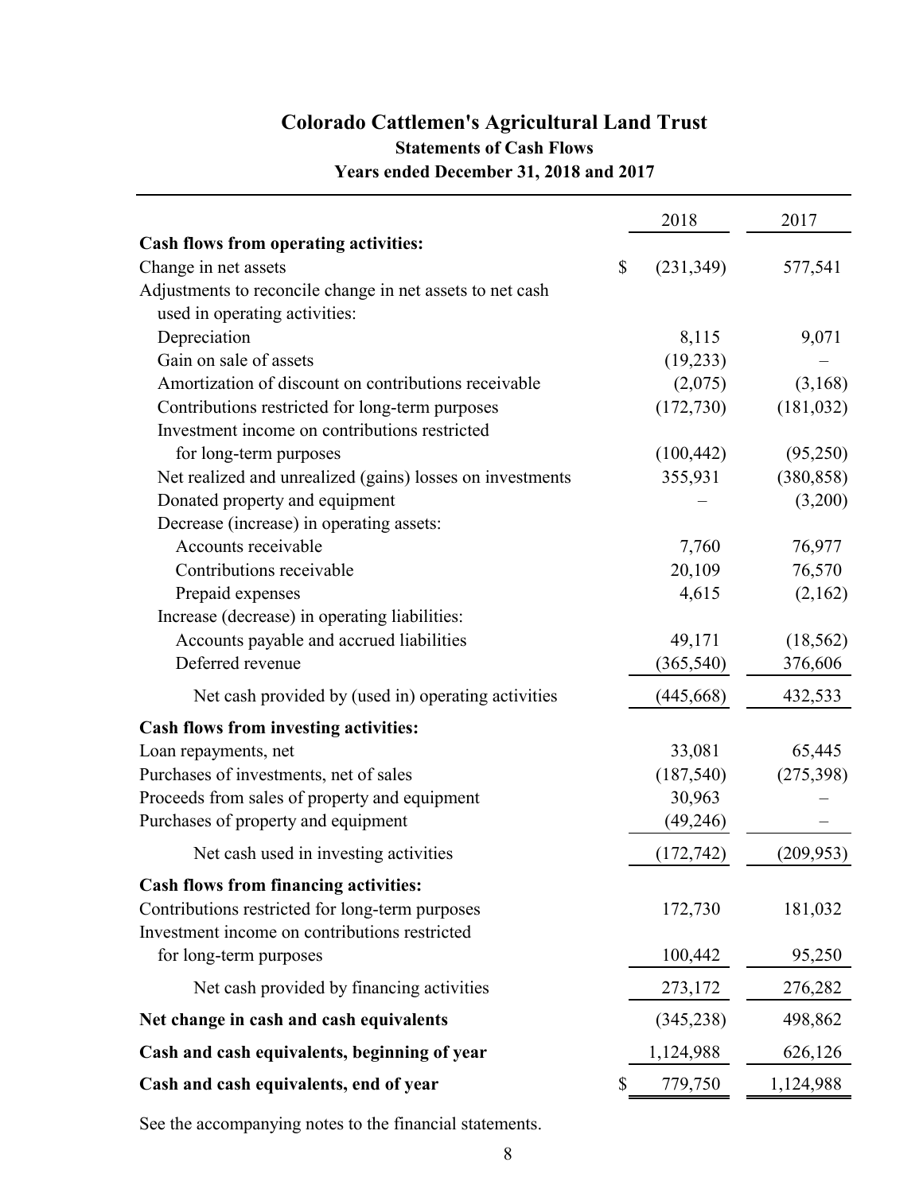# Colorado Cattlemen's Agricultural Land Trust

## Statements of Cash Flows

### Years ended December 31, 2018 and 2017

| | 2018 | 2017 |
|---|---|---|
| **Cash flows from operating activities:** | | |
| Change in net assets | $ (231,349) | 577,541 |
| Adjustments to reconcile change in net assets to net cash used in operating activities: | | |
| Depreciation | 8,115 | 9,071 |
| Gain on sale of assets | (19,233) | – |
| Amortization of discount on contributions receivable | (2,075) | (3,168) |
| Contributions restricted for long-term purposes | (172,730) | (181,032) |
| Investment income on contributions restricted for long-term purposes | (100,442) | (95,250) |
| Net realized and unrealized (gains) losses on investments | 355,931 | (380,858) |
| Donated property and equipment | – | (3,200) |
| Decrease (increase) in operating assets: | | |
| Accounts receivable | 7,760 | 76,977 |
| Contributions receivable | 20,109 | 76,570 |
| Prepaid expenses | 4,615 | (2,162) |
| Increase (decrease) in operating liabilities: | | |
| Accounts payable and accrued liabilities | 49,171 | (18,562) |
| Deferred revenue | (365,540) | 376,606 |
| Net cash provided by (used in) operating activities | (445,668) | 432,533 |
| **Cash flows from investing activities:** | | |
| Loan repayments, net | 33,081 | 65,445 |
| Purchases of investments, net of sales | (187,540) | (275,398) |
| Proceeds from sales of property and equipment | 30,963 | – |
| Purchases of property and equipment | (49,246) | – |
| Net cash used in investing activities | (172,742) | (209,953) |
| **Cash flows from financing activities:** | | |
| Contributions restricted for long-term purposes | 172,730 | 181,032 |
| Investment income on contributions restricted for long-term purposes | 100,442 | 95,250 |
| Net cash provided by financing activities | 273,172 | 276,282 |
| **Net change in cash and cash equivalents** | (345,238) | 498,862 |
| **Cash and cash equivalents, beginning of year** | 1,124,988 | 626,126 |
| **Cash and cash equivalents, end of year** | $ 779,750 | 1,124,988 |

See the accompanying notes to the financial statements.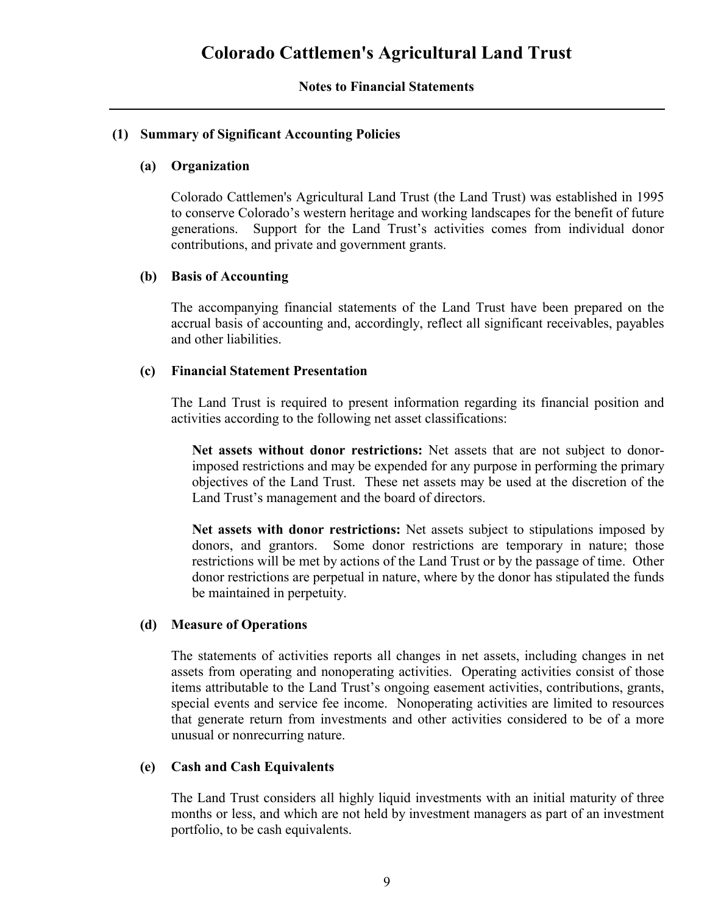# Colorado Cattlemen's Agricultural Land Trust

## Notes to Financial Statements

### (1) Summary of Significant Accounting Policies

#### (a) Organization

Colorado Cattlemen's Agricultural Land Trust (the Land Trust) was established in 1995 to conserve Colorado's western heritage and working landscapes for the benefit of future generations. Support for the Land Trust's activities comes from individual donor contributions, and private and government grants.

#### (b) Basis of Accounting

The accompanying financial statements of the Land Trust have been prepared on the accrual basis of accounting and, accordingly, reflect all significant receivables, payables and other liabilities.

#### (c) Financial Statement Presentation

The Land Trust is required to present information regarding its financial position and activities according to the following net asset classifications:

**Net assets without donor restrictions:** Net assets that are not subject to donor-imposed restrictions and may be expended for any purpose in performing the primary objectives of the Land Trust. These net assets may be used at the discretion of the Land Trust's management and the board of directors.

**Net assets with donor restrictions:** Net assets subject to stipulations imposed by donors, and grantors. Some donor restrictions are temporary in nature; those restrictions will be met by actions of the Land Trust or by the passage of time. Other donor restrictions are perpetual in nature, where by the donor has stipulated the funds be maintained in perpetuity.

#### (d) Measure of Operations

The statements of activities reports all changes in net assets, including changes in net assets from operating and nonoperating activities. Operating activities consist of those items attributable to the Land Trust's ongoing easement activities, contributions, grants, special events and service fee income. Nonoperating activities are limited to resources that generate return from investments and other activities considered to be of a more unusual or nonrecurring nature.

#### (e) Cash and Cash Equivalents

The Land Trust considers all highly liquid investments with an initial maturity of three months or less, and which are not held by investment managers as part of an investment portfolio, to be cash equivalents.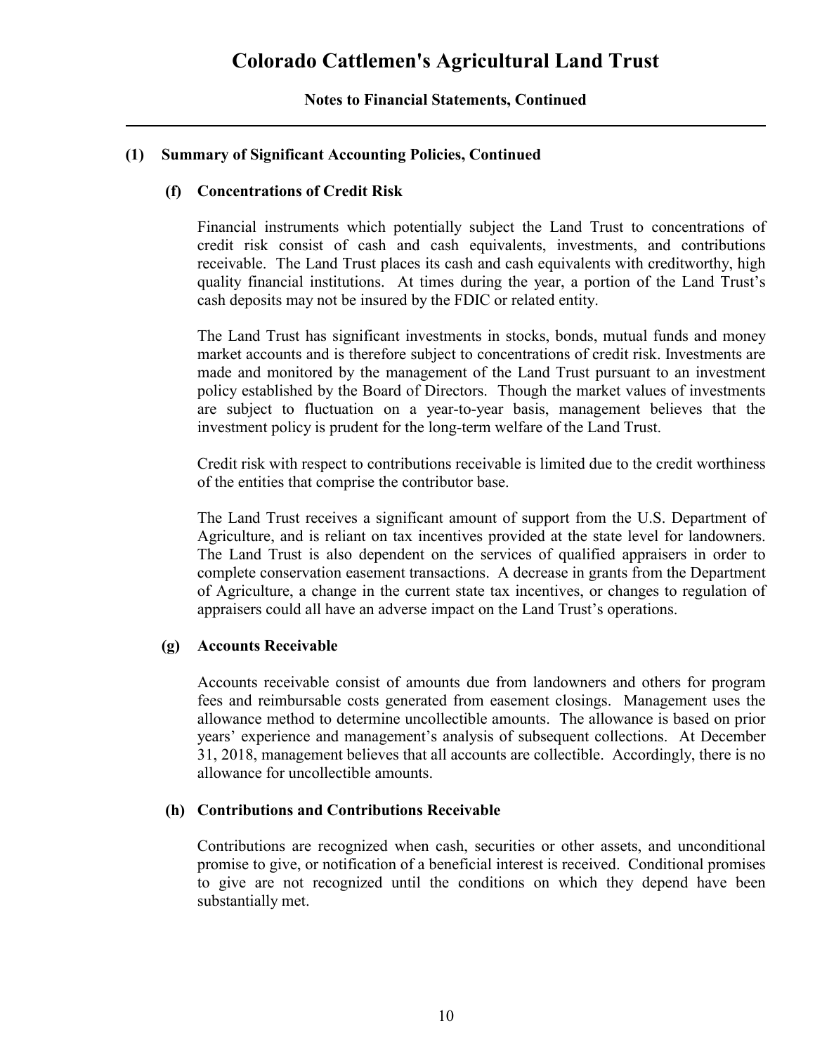## (1) Summary of Significant Accounting Policies, Continued

### (f) Concentrations of Credit Risk

Financial instruments which potentially subject the Land Trust to concentrations of credit risk consist of cash and cash equivalents, investments, and contributions receivable. The Land Trust places its cash and cash equivalents with creditworthy, high quality financial institutions. At times during the year, a portion of the Land Trust's cash deposits may not be insured by the FDIC or related entity.

The Land Trust has significant investments in stocks, bonds, mutual funds and money market accounts and is therefore subject to concentrations of credit risk. Investments are made and monitored by the management of the Land Trust pursuant to an investment policy established by the Board of Directors. Though the market values of investments are subject to fluctuation on a year-to-year basis, management believes that the investment policy is prudent for the long-term welfare of the Land Trust.

Credit risk with respect to contributions receivable is limited due to the credit worthiness of the entities that comprise the contributor base.

The Land Trust receives a significant amount of support from the U.S. Department of Agriculture, and is reliant on tax incentives provided at the state level for landowners. The Land Trust is also dependent on the services of qualified appraisers in order to complete conservation easement transactions. A decrease in grants from the Department of Agriculture, a change in the current state tax incentives, or changes to regulation of appraisers could all have an adverse impact on the Land Trust's operations.

### (g) Accounts Receivable

Accounts receivable consist of amounts due from landowners and others for program fees and reimbursable costs generated from easement closings. Management uses the allowance method to determine uncollectible amounts. The allowance is based on prior years' experience and management's analysis of subsequent collections. At December 31, 2018, management believes that all accounts are collectible. Accordingly, there is no allowance for uncollectible amounts.

### (h) Contributions and Contributions Receivable

Contributions are recognized when cash, securities or other assets, and unconditional promise to give, or notification of a beneficial interest is received. Conditional promises to give are not recognized until the conditions on which they depend have been substantially met.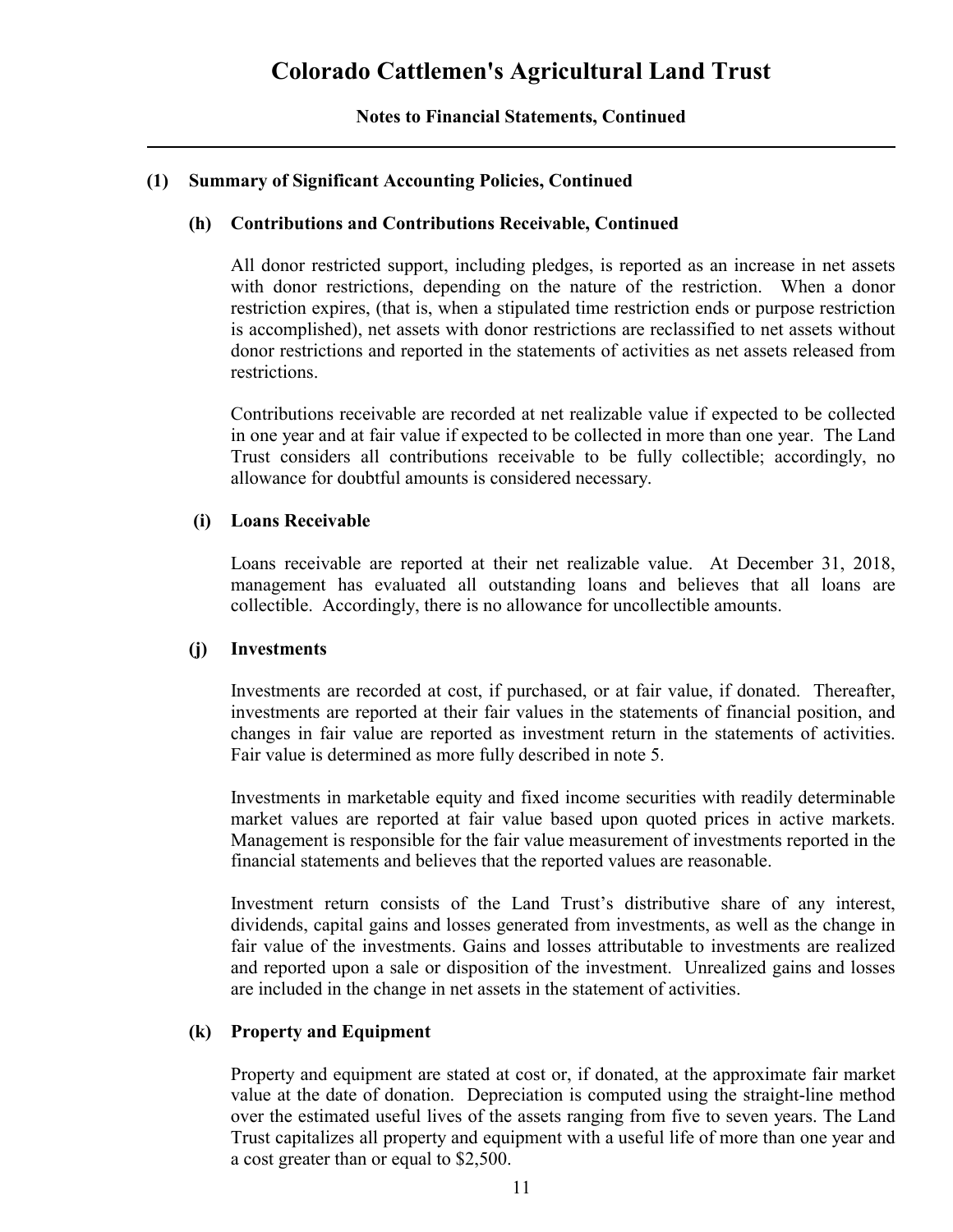# Colorado Cattlemen's Agricultural Land Trust

**Notes to Financial Statements, Continued**

## (1) Summary of Significant Accounting Policies, Continued

### (h) Contributions and Contributions Receivable, Continued

All donor restricted support, including pledges, is reported as an increase in net assets with donor restrictions, depending on the nature of the restriction. When a donor restriction expires, (that is, when a stipulated time restriction ends or purpose restriction is accomplished), net assets with donor restrictions are reclassified to net assets without donor restrictions and reported in the statements of activities as net assets released from restrictions.

Contributions receivable are recorded at net realizable value if expected to be collected in one year and at fair value if expected to be collected in more than one year. The Land Trust considers all contributions receivable to be fully collectible; accordingly, no allowance for doubtful amounts is considered necessary.

### (i) Loans Receivable

Loans receivable are reported at their net realizable value. At December 31, 2018, management has evaluated all outstanding loans and believes that all loans are collectible. Accordingly, there is no allowance for uncollectible amounts.

### (j) Investments

Investments are recorded at cost, if purchased, or at fair value, if donated. Thereafter, investments are reported at their fair values in the statements of financial position, and changes in fair value are reported as investment return in the statements of activities. Fair value is determined as more fully described in note 5.

Investments in marketable equity and fixed income securities with readily determinable market values are reported at fair value based upon quoted prices in active markets. Management is responsible for the fair value measurement of investments reported in the financial statements and believes that the reported values are reasonable.

Investment return consists of the Land Trust's distributive share of any interest, dividends, capital gains and losses generated from investments, as well as the change in fair value of the investments. Gains and losses attributable to investments are realized and reported upon a sale or disposition of the investment. Unrealized gains and losses are included in the change in net assets in the statement of activities.

### (k) Property and Equipment

Property and equipment are stated at cost or, if donated, at the approximate fair market value at the date of donation. Depreciation is computed using the straight-line method over the estimated useful lives of the assets ranging from five to seven years. The Land Trust capitalizes all property and equipment with a useful life of more than one year and a cost greater than or equal to $2,500.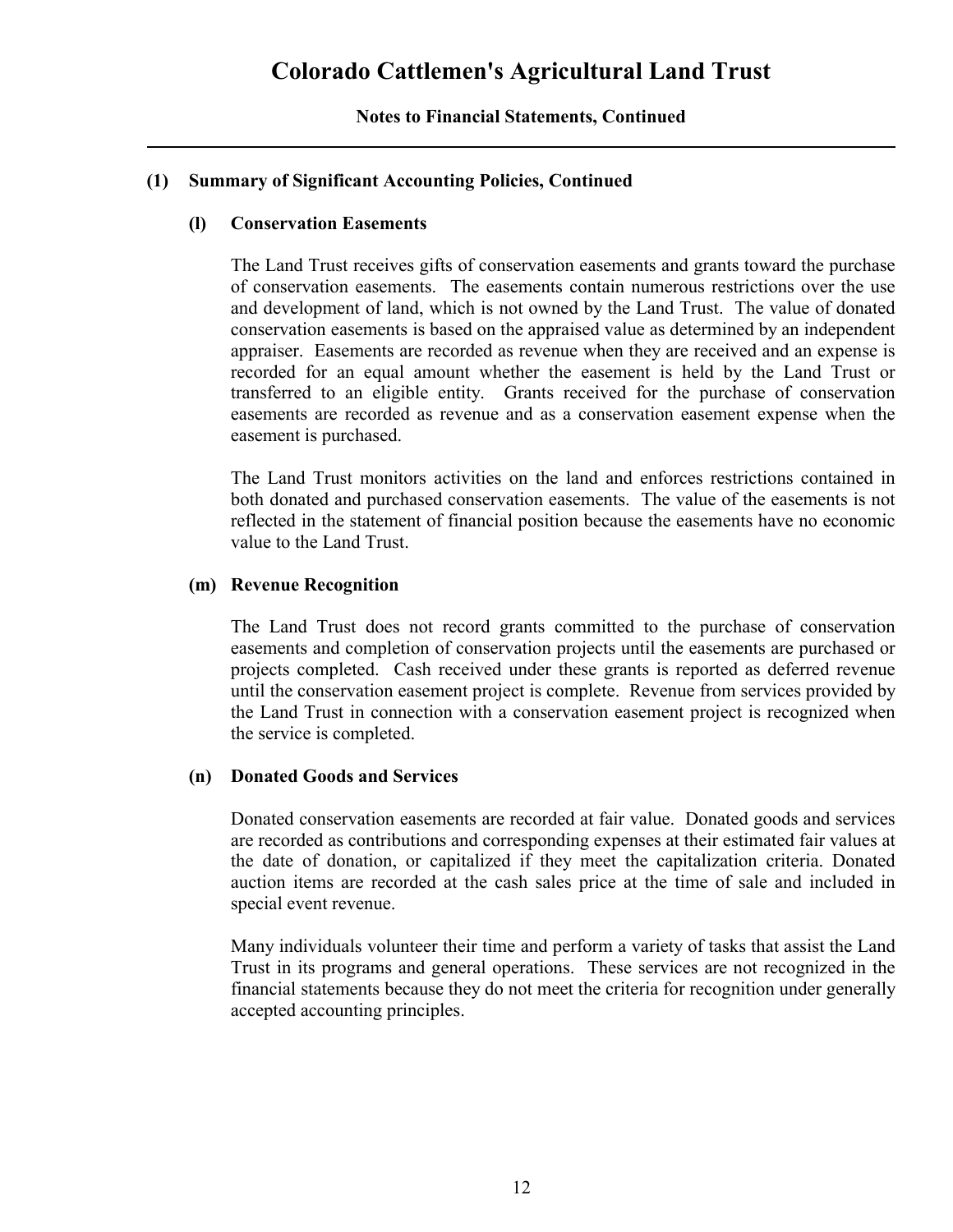## (1) Summary of Significant Accounting Policies, Continued

### (l) Conservation Easements

The Land Trust receives gifts of conservation easements and grants toward the purchase of conservation easements. The easements contain numerous restrictions over the use and development of land, which is not owned by the Land Trust. The value of donated conservation easements is based on the appraised value as determined by an independent appraiser. Easements are recorded as revenue when they are received and an expense is recorded for an equal amount whether the easement is held by the Land Trust or transferred to an eligible entity. Grants received for the purchase of conservation easements are recorded as revenue and as a conservation easement expense when the easement is purchased.

The Land Trust monitors activities on the land and enforces restrictions contained in both donated and purchased conservation easements. The value of the easements is not reflected in the statement of financial position because the easements have no economic value to the Land Trust.

### (m) Revenue Recognition

The Land Trust does not record grants committed to the purchase of conservation easements and completion of conservation projects until the easements are purchased or projects completed. Cash received under these grants is reported as deferred revenue until the conservation easement project is complete. Revenue from services provided by the Land Trust in connection with a conservation easement project is recognized when the service is completed.

### (n) Donated Goods and Services

Donated conservation easements are recorded at fair value. Donated goods and services are recorded as contributions and corresponding expenses at their estimated fair values at the date of donation, or capitalized if they meet the capitalization criteria. Donated auction items are recorded at the cash sales price at the time of sale and included in special event revenue.

Many individuals volunteer their time and perform a variety of tasks that assist the Land Trust in its programs and general operations. These services are not recognized in the financial statements because they do not meet the criteria for recognition under generally accepted accounting principles.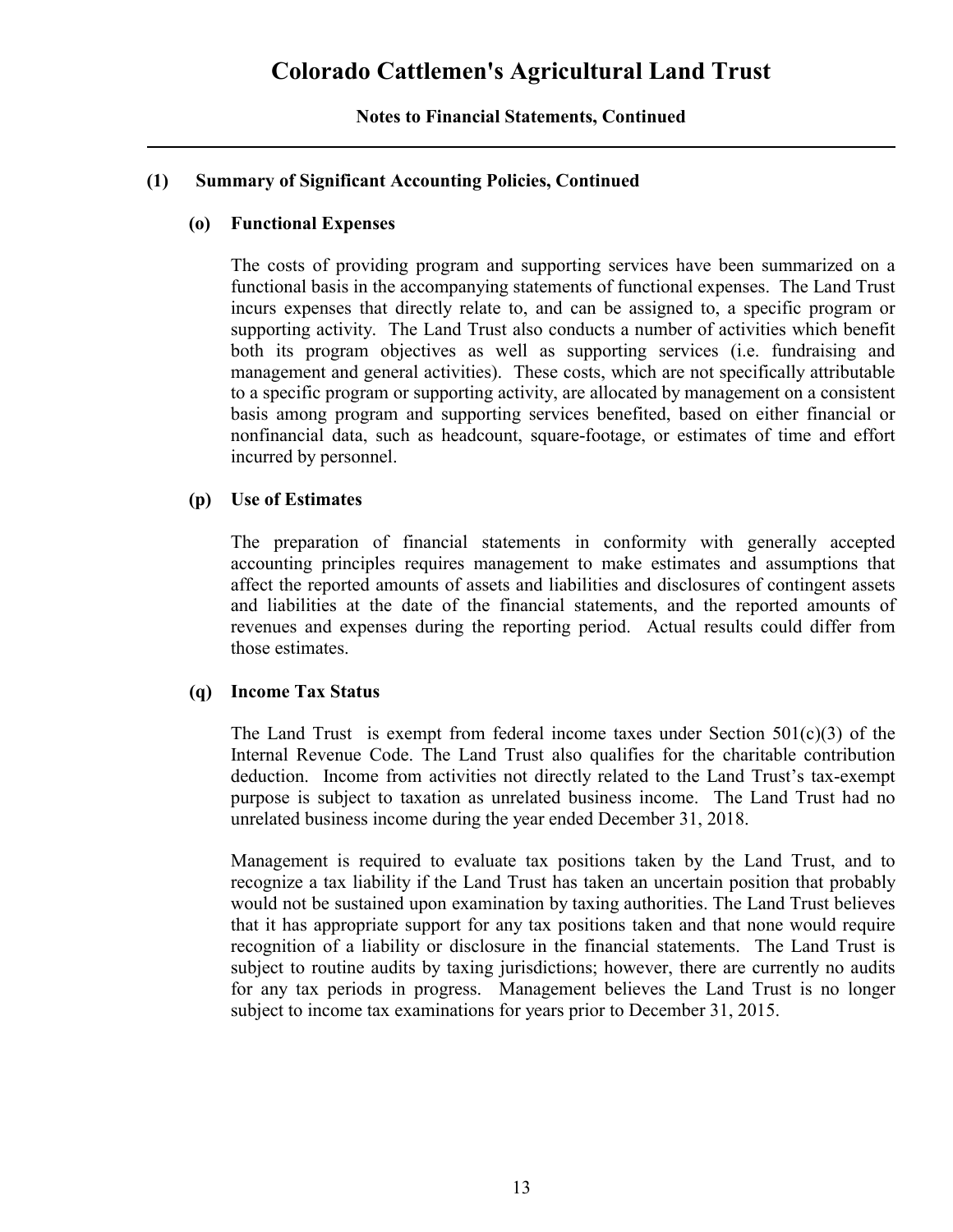# Colorado Cattlemen's Agricultural Land Trust

**Notes to Financial Statements, Continued**

## (1) Summary of Significant Accounting Policies, Continued

### (o) Functional Expenses

The costs of providing program and supporting services have been summarized on a functional basis in the accompanying statements of functional expenses. The Land Trust incurs expenses that directly relate to, and can be assigned to, a specific program or supporting activity. The Land Trust also conducts a number of activities which benefit both its program objectives as well as supporting services (i.e. fundraising and management and general activities). These costs, which are not specifically attributable to a specific program or supporting activity, are allocated by management on a consistent basis among program and supporting services benefited, based on either financial or nonfinancial data, such as headcount, square-footage, or estimates of time and effort incurred by personnel.

### (p) Use of Estimates

The preparation of financial statements in conformity with generally accepted accounting principles requires management to make estimates and assumptions that affect the reported amounts of assets and liabilities and disclosures of contingent assets and liabilities at the date of the financial statements, and the reported amounts of revenues and expenses during the reporting period. Actual results could differ from those estimates.

### (q) Income Tax Status

The Land Trust is exempt from federal income taxes under Section 501(c)(3) of the Internal Revenue Code. The Land Trust also qualifies for the charitable contribution deduction. Income from activities not directly related to the Land Trust's tax-exempt purpose is subject to taxation as unrelated business income. The Land Trust had no unrelated business income during the year ended December 31, 2018.

Management is required to evaluate tax positions taken by the Land Trust, and to recognize a tax liability if the Land Trust has taken an uncertain position that probably would not be sustained upon examination by taxing authorities. The Land Trust believes that it has appropriate support for any tax positions taken and that none would require recognition of a liability or disclosure in the financial statements. The Land Trust is subject to routine audits by taxing jurisdictions; however, there are currently no audits for any tax periods in progress. Management believes the Land Trust is no longer subject to income tax examinations for years prior to December 31, 2015.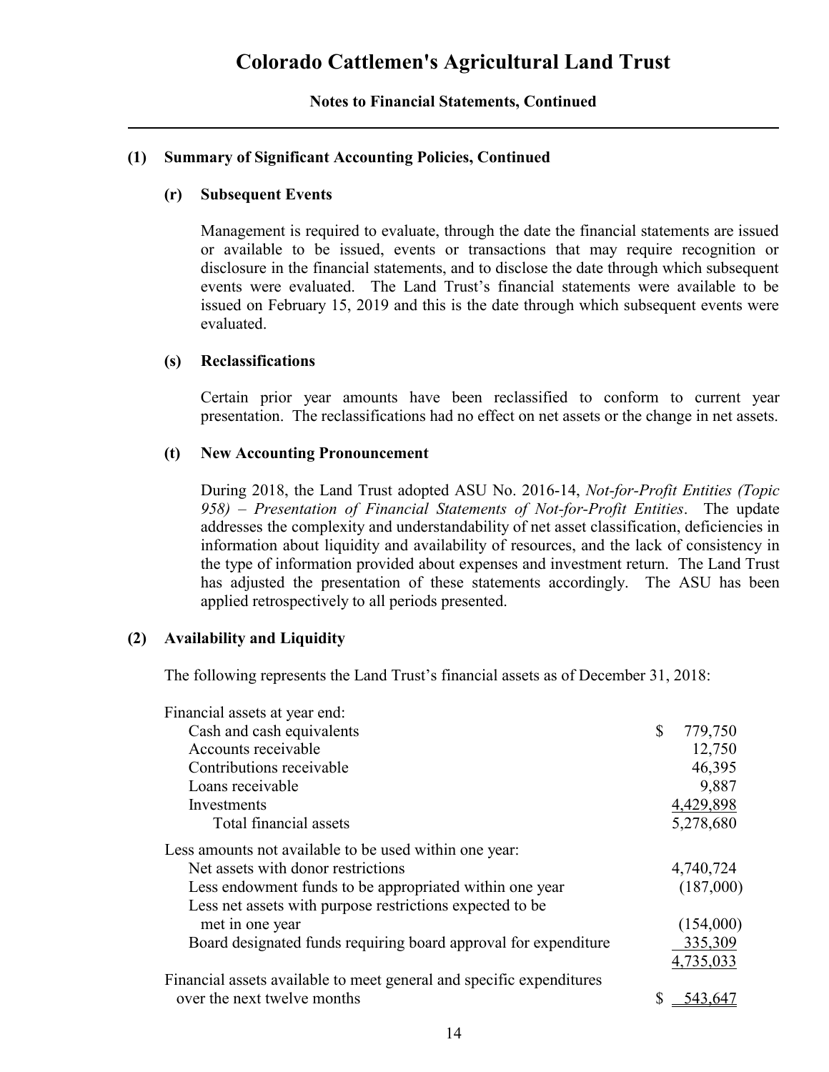# Colorado Cattlemen's Agricultural Land Trust

**Notes to Financial Statements, Continued**

## (1) Summary of Significant Accounting Policies, Continued

### (r) Subsequent Events

Management is required to evaluate, through the date the financial statements are issued or available to be issued, events or transactions that may require recognition or disclosure in the financial statements, and to disclose the date through which subsequent events were evaluated. The Land Trust's financial statements were available to be issued on February 15, 2019 and this is the date through which subsequent events were evaluated.

### (s) Reclassifications

Certain prior year amounts have been reclassified to conform to current year presentation. The reclassifications had no effect on net assets or the change in net assets.

### (t) New Accounting Pronouncement

During 2018, the Land Trust adopted ASU No. 2016-14, *Not-for-Profit Entities (Topic 958) – Presentation of Financial Statements of Not-for-Profit Entities*. The update addresses the complexity and understandability of net asset classification, deficiencies in information about liquidity and availability of resources, and the lack of consistency in the type of information provided about expenses and investment return. The Land Trust has adjusted the presentation of these statements accordingly. The ASU has been applied retrospectively to all periods presented.

## (2) Availability and Liquidity

The following represents the Land Trust's financial assets as of December 31, 2018:

| | |
|---|---|
| Financial assets at year end: | |
| Cash and cash equivalents | $ 779,750 |
| Accounts receivable | 12,750 |
| Contributions receivable | 46,395 |
| Loans receivable | 9,887 |
| Investments | 4,429,898 |
| Total financial assets | 5,278,680 |
| Less amounts not available to be used within one year: | |
| Net assets with donor restrictions | 4,740,724 |
| Less endowment funds to be appropriated within one year | (187,000) |
| Less net assets with purpose restrictions expected to be met in one year | (154,000) |
| Board designated funds requiring board approval for expenditure | 335,309 |
| | 4,735,033 |
| Financial assets available to meet general and specific expenditures over the next twelve months | $ 543,647 |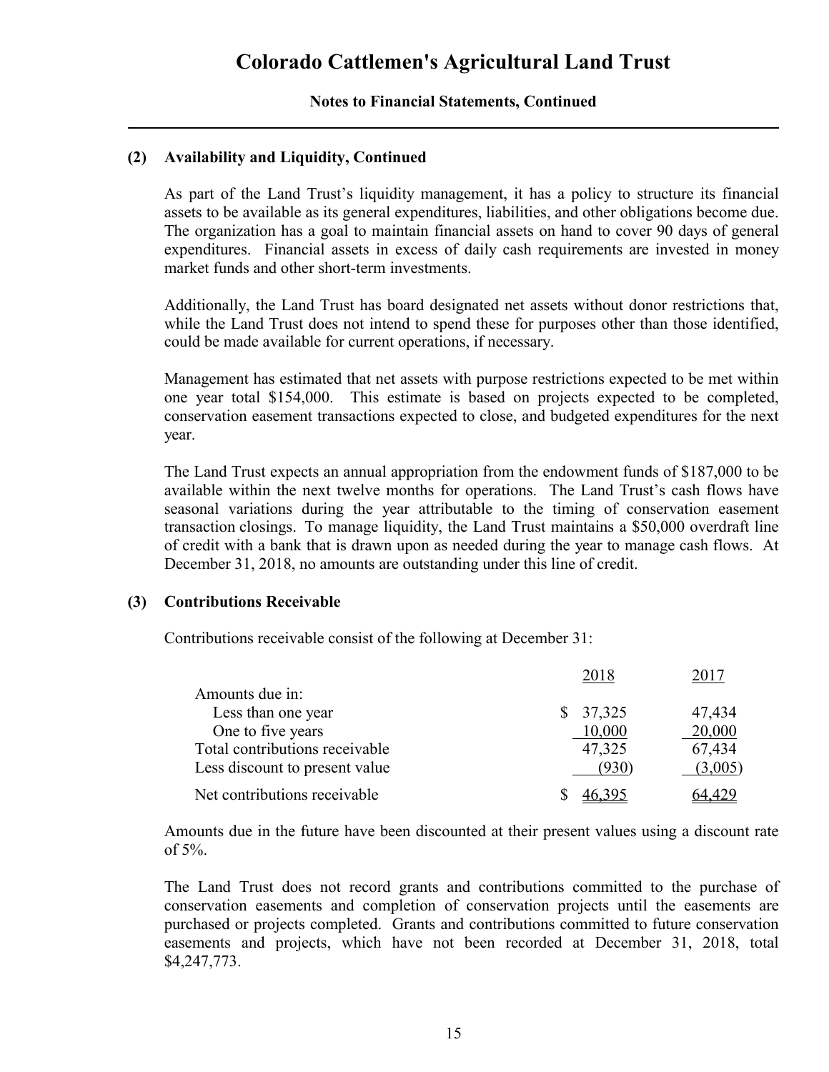### (2) Availability and Liquidity, Continued

As part of the Land Trust's liquidity management, it has a policy to structure its financial assets to be available as its general expenditures, liabilities, and other obligations become due. The organization has a goal to maintain financial assets on hand to cover 90 days of general expenditures. Financial assets in excess of daily cash requirements are invested in money market funds and other short-term investments.

Additionally, the Land Trust has board designated net assets without donor restrictions that, while the Land Trust does not intend to spend these for purposes other than those identified, could be made available for current operations, if necessary.

Management has estimated that net assets with purpose restrictions expected to be met within one year total $154,000. This estimate is based on projects expected to be completed, conservation easement transactions expected to close, and budgeted expenditures for the next year.

The Land Trust expects an annual appropriation from the endowment funds of $187,000 to be available within the next twelve months for operations. The Land Trust's cash flows have seasonal variations during the year attributable to the timing of conservation easement transaction closings. To manage liquidity, the Land Trust maintains a $50,000 overdraft line of credit with a bank that is drawn upon as needed during the year to manage cash flows. At December 31, 2018, no amounts are outstanding under this line of credit.

### (3) Contributions Receivable

Contributions receivable consist of the following at December 31:

| | 2018 | 2017 |
|---|---|---|
| Amounts due in: | | |
| Less than one year | $ 37,325 | 47,434 |
| One to five years | 10,000 | 20,000 |
| Total contributions receivable | 47,325 | 67,434 |
| Less discount to present value | (930) | (3,005) |
| Net contributions receivable | $ 46,395 | 64,429 |

Amounts due in the future have been discounted at their present values using a discount rate of 5%.

The Land Trust does not record grants and contributions committed to the purchase of conservation easements and completion of conservation projects until the easements are purchased or projects completed. Grants and contributions committed to future conservation easements and projects, which have not been recorded at December 31, 2018, total $4,247,773.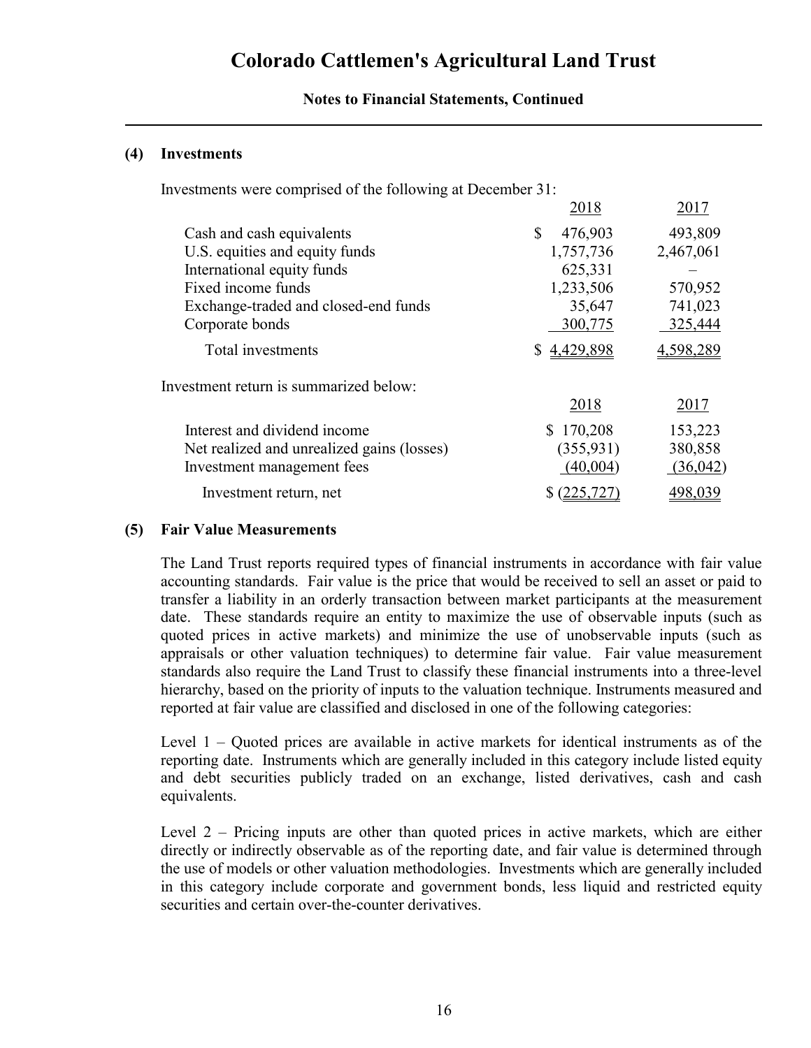# Colorado Cattlemen's Agricultural Land Trust

**Notes to Financial Statements, Continued**

## (4) Investments

Investments were comprised of the following at December 31:

| | 2018 | 2017 |
|---|---|---|
| Cash and cash equivalents | $ 476,903 | 493,809 |
| U.S. equities and equity funds | 1,757,736 | 2,467,061 |
| International equity funds | 625,331 | – |
| Fixed income funds | 1,233,506 | 570,952 |
| Exchange-traded and closed-end funds | 35,647 | 741,023 |
| Corporate bonds | 300,775 | 325,444 |
| Total investments | $ 4,429,898 | 4,598,289 |

Investment return is summarized below:

| | 2018 | 2017 |
|---|---|---|
| Interest and dividend income | $ 170,208 | 153,223 |
| Net realized and unrealized gains (losses) | (355,931) | 380,858 |
| Investment management fees | (40,004) | (36,042) |
| Investment return, net | $ (225,727) | 498,039 |

## (5) Fair Value Measurements

The Land Trust reports required types of financial instruments in accordance with fair value accounting standards. Fair value is the price that would be received to sell an asset or paid to transfer a liability in an orderly transaction between market participants at the measurement date. These standards require an entity to maximize the use of observable inputs (such as quoted prices in active markets) and minimize the use of unobservable inputs (such as appraisals or other valuation techniques) to determine fair value. Fair value measurement standards also require the Land Trust to classify these financial instruments into a three-level hierarchy, based on the priority of inputs to the valuation technique. Instruments measured and reported at fair value are classified and disclosed in one of the following categories:

Level 1 – Quoted prices are available in active markets for identical instruments as of the reporting date. Instruments which are generally included in this category include listed equity and debt securities publicly traded on an exchange, listed derivatives, cash and cash equivalents.

Level 2 – Pricing inputs are other than quoted prices in active markets, which are either directly or indirectly observable as of the reporting date, and fair value is determined through the use of models or other valuation methodologies. Investments which are generally included in this category include corporate and government bonds, less liquid and restricted equity securities and certain over-the-counter derivatives.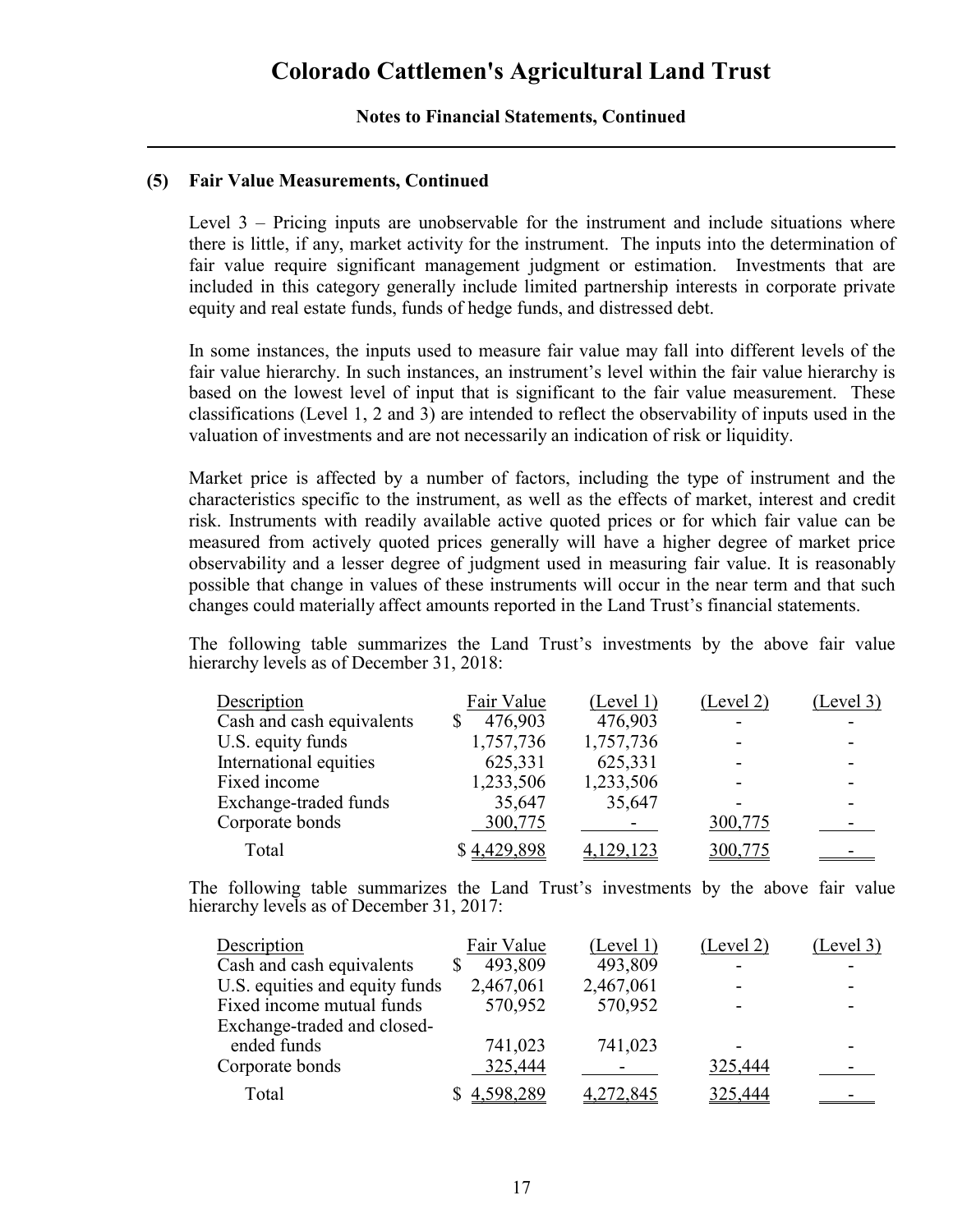# Colorado Cattlemen's Agricultural Land Trust

**Notes to Financial Statements, Continued**

## (5) Fair Value Measurements, Continued

Level 3 – Pricing inputs are unobservable for the instrument and include situations where there is little, if any, market activity for the instrument. The inputs into the determination of fair value require significant management judgment or estimation. Investments that are included in this category generally include limited partnership interests in corporate private equity and real estate funds, funds of hedge funds, and distressed debt.

In some instances, the inputs used to measure fair value may fall into different levels of the fair value hierarchy. In such instances, an instrument's level within the fair value hierarchy is based on the lowest level of input that is significant to the fair value measurement. These classifications (Level 1, 2 and 3) are intended to reflect the observability of inputs used in the valuation of investments and are not necessarily an indication of risk or liquidity.

Market price is affected by a number of factors, including the type of instrument and the characteristics specific to the instrument, as well as the effects of market, interest and credit risk. Instruments with readily available active quoted prices or for which fair value can be measured from actively quoted prices generally will have a higher degree of market price observability and a lesser degree of judgment used in measuring fair value. It is reasonably possible that change in values of these instruments will occur in the near term and that such changes could materially affect amounts reported in the Land Trust's financial statements.

The following table summarizes the Land Trust's investments by the above fair value hierarchy levels as of December 31, 2018:

| Description | Fair Value | (Level 1) | (Level 2) | (Level 3) |
|---|---|---|---|---|
| Cash and cash equivalents | $ 476,903 | 476,903 | - | - |
| U.S. equity funds | 1,757,736 | 1,757,736 | - | - |
| International equities | 625,331 | 625,331 | - | - |
| Fixed income | 1,233,506 | 1,233,506 | - | - |
| Exchange-traded funds | 35,647 | 35,647 | - | - |
| Corporate bonds | 300,775 | - | 300,775 | - |
| Total | $ 4,429,898 | 4,129,123 | 300,775 | - |

The following table summarizes the Land Trust's investments by the above fair value hierarchy levels as of December 31, 2017:

| Description | Fair Value | (Level 1) | (Level 2) | (Level 3) |
|---|---|---|---|---|
| Cash and cash equivalents | $ 493,809 | 493,809 | - | - |
| U.S. equities and equity funds | 2,467,061 | 2,467,061 | - | - |
| Fixed income mutual funds | 570,952 | 570,952 | - | - |
| Exchange-traded and closed-ended funds | 741,023 | 741,023 | - | - |
| Corporate bonds | 325,444 | - | 325,444 | - |
| Total | $ 4,598,289 | 4,272,845 | 325,444 | - |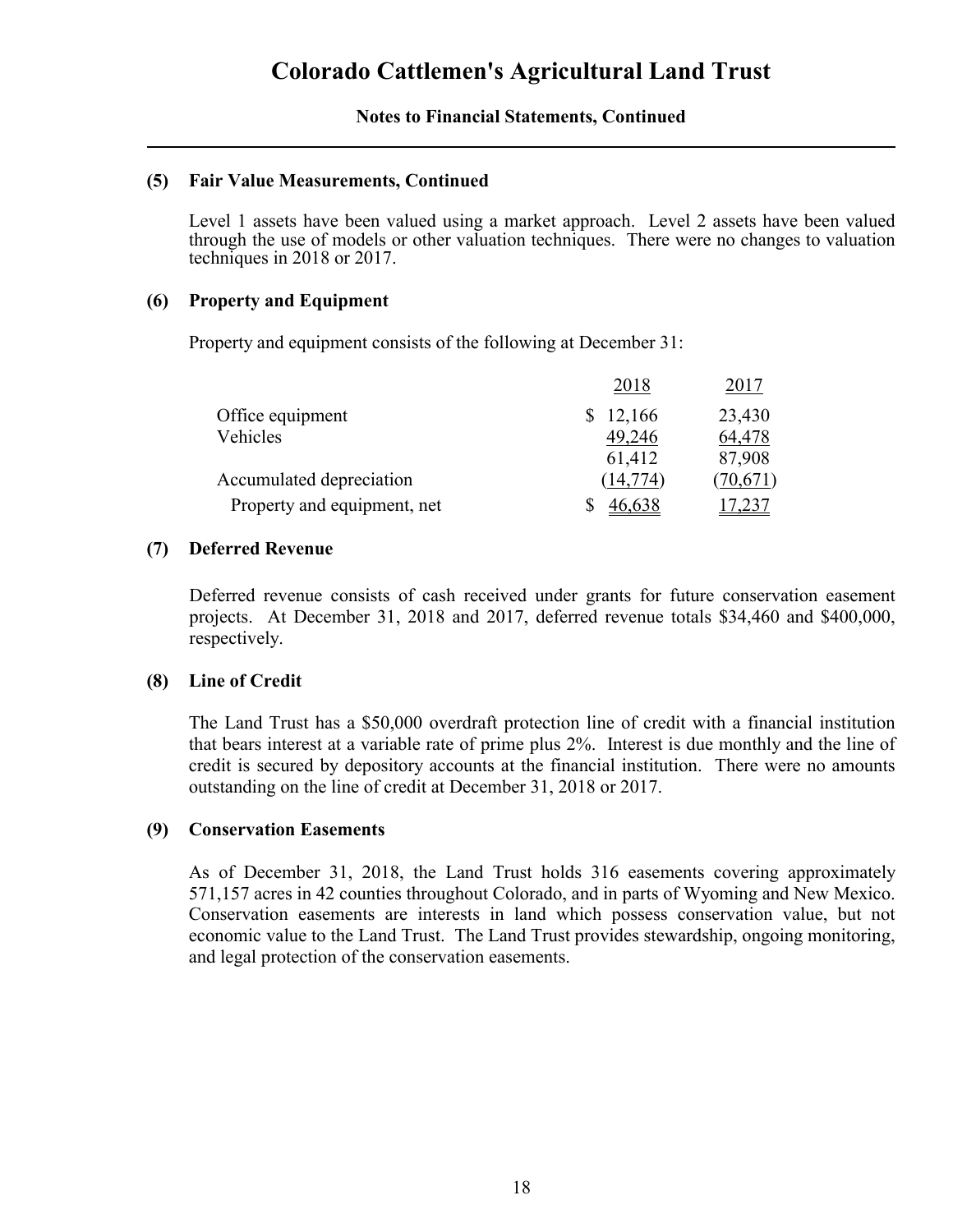# Colorado Cattlemen's Agricultural Land Trust

**Notes to Financial Statements, Continued**

### (5) Fair Value Measurements, Continued

Level 1 assets have been valued using a market approach. Level 2 assets have been valued through the use of models or other valuation techniques. There were no changes to valuation techniques in 2018 or 2017.

### (6) Property and Equipment

Property and equipment consists of the following at December 31:

| | 2018 | 2017 |
|---|---|---|
| Office equipment | $ 12,166 | 23,430 |
| Vehicles | 49,246 | 64,478 |
| | 61,412 | 87,908 |
| Accumulated depreciation | (14,774) | (70,671) |
| Property and equipment, net | $ 46,638 | 17,237 |

### (7) Deferred Revenue

Deferred revenue consists of cash received under grants for future conservation easement projects. At December 31, 2018 and 2017, deferred revenue totals $34,460 and $400,000, respectively.

### (8) Line of Credit

The Land Trust has a $50,000 overdraft protection line of credit with a financial institution that bears interest at a variable rate of prime plus 2%. Interest is due monthly and the line of credit is secured by depository accounts at the financial institution. There were no amounts outstanding on the line of credit at December 31, 2018 or 2017.

### (9) Conservation Easements

As of December 31, 2018, the Land Trust holds 316 easements covering approximately 571,157 acres in 42 counties throughout Colorado, and in parts of Wyoming and New Mexico. Conservation easements are interests in land which possess conservation value, but not economic value to the Land Trust. The Land Trust provides stewardship, ongoing monitoring, and legal protection of the conservation easements.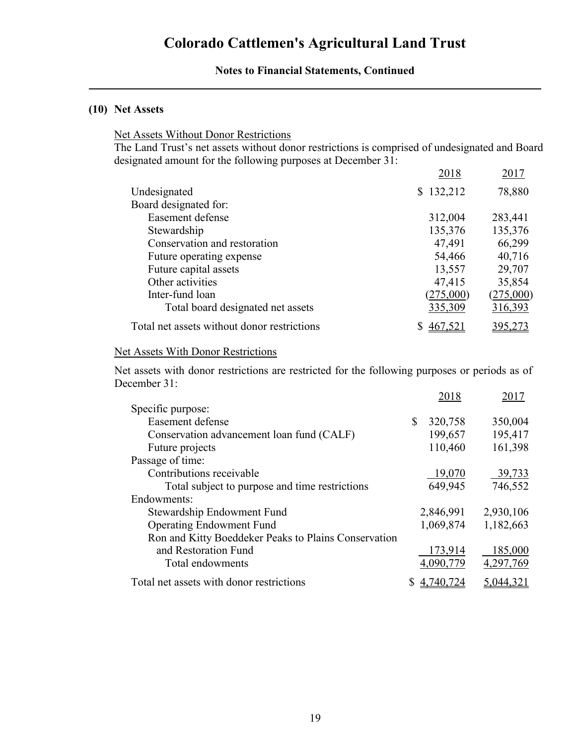## (10) Net Assets

Net Assets Without Donor Restrictions

The Land Trust's net assets without donor restrictions is comprised of undesignated and Board designated amount for the following purposes at December 31:

| | 2018 | 2017 |
|---|---|---|
| Undesignated | $ 132,212 | 78,880 |
| Board designated for: | | |
| Easement defense | 312,004 | 283,441 |
| Stewardship | 135,376 | 135,376 |
| Conservation and restoration | 47,491 | 66,299 |
| Future operating expense | 54,466 | 40,716 |
| Future capital assets | 13,557 | 29,707 |
| Other activities | 47,415 | 35,854 |
| Inter-fund loan | (275,000) | (275,000) |
| Total board designated net assets | 335,309 | 316,393 |
| Total net assets without donor restrictions | $ 467,521 | 395,273 |

Net Assets With Donor Restrictions

Net assets with donor restrictions are restricted for the following purposes or periods as of December 31:

| | 2018 | 2017 |
|---|---|---|
| Specific purpose: | | |
| Easement defense | $ 320,758 | 350,004 |
| Conservation advancement loan fund (CALF) | 199,657 | 195,417 |
| Future projects | 110,460 | 161,398 |
| Passage of time: | | |
| Contributions receivable | 19,070 | 39,733 |
| Total subject to purpose and time restrictions | 649,945 | 746,552 |
| Endowments: | | |
| Stewardship Endowment Fund | 2,846,991 | 2,930,106 |
| Operating Endowment Fund | 1,069,874 | 1,182,663 |
| Ron and Kitty Boeddeker Peaks to Plains Conservation and Restoration Fund | 173,914 | 185,000 |
| Total endowments | 4,090,779 | 4,297,769 |
| Total net assets with donor restrictions | $ 4,740,724 | 5,044,321 |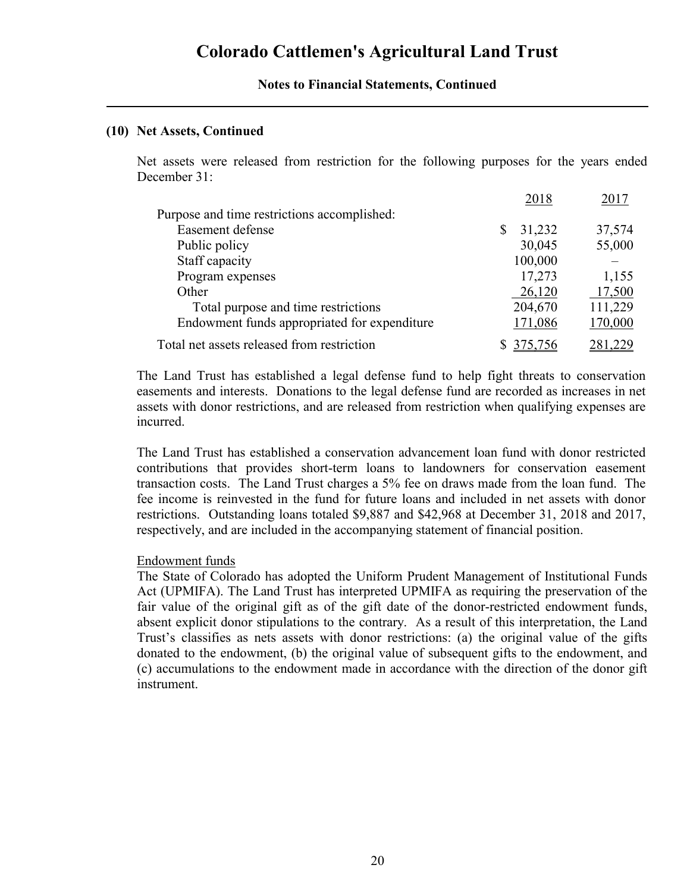### (10) Net Assets, Continued

Net assets were released from restriction for the following purposes for the years ended December 31:

| | 2018 | 2017 |
|---|---|---|
| Purpose and time restrictions accomplished: | | |
| Easement defense | $ 31,232 | 37,574 |
| Public policy | 30,045 | 55,000 |
| Staff capacity | 100,000 | – |
| Program expenses | 17,273 | 1,155 |
| Other | 26,120 | 17,500 |
| Total purpose and time restrictions | 204,670 | 111,229 |
| Endowment funds appropriated for expenditure | 171,086 | 170,000 |
| Total net assets released from restriction | $ 375,756 | 281,229 |

The Land Trust has established a legal defense fund to help fight threats to conservation easements and interests. Donations to the legal defense fund are recorded as increases in net assets with donor restrictions, and are released from restriction when qualifying expenses are incurred.

The Land Trust has established a conservation advancement loan fund with donor restricted contributions that provides short-term loans to landowners for conservation easement transaction costs. The Land Trust charges a 5% fee on draws made from the loan fund. The fee income is reinvested in the fund for future loans and included in net assets with donor restrictions. Outstanding loans totaled $9,887 and $42,968 at December 31, 2018 and 2017, respectively, and are included in the accompanying statement of financial position.

Endowment funds

The State of Colorado has adopted the Uniform Prudent Management of Institutional Funds Act (UPMIFA). The Land Trust has interpreted UPMIFA as requiring the preservation of the fair value of the original gift as of the gift date of the donor-restricted endowment funds, absent explicit donor stipulations to the contrary. As a result of this interpretation, the Land Trust's classifies as nets assets with donor restrictions: (a) the original value of the gifts donated to the endowment, (b) the original value of subsequent gifts to the endowment, and (c) accumulations to the endowment made in accordance with the direction of the donor gift instrument.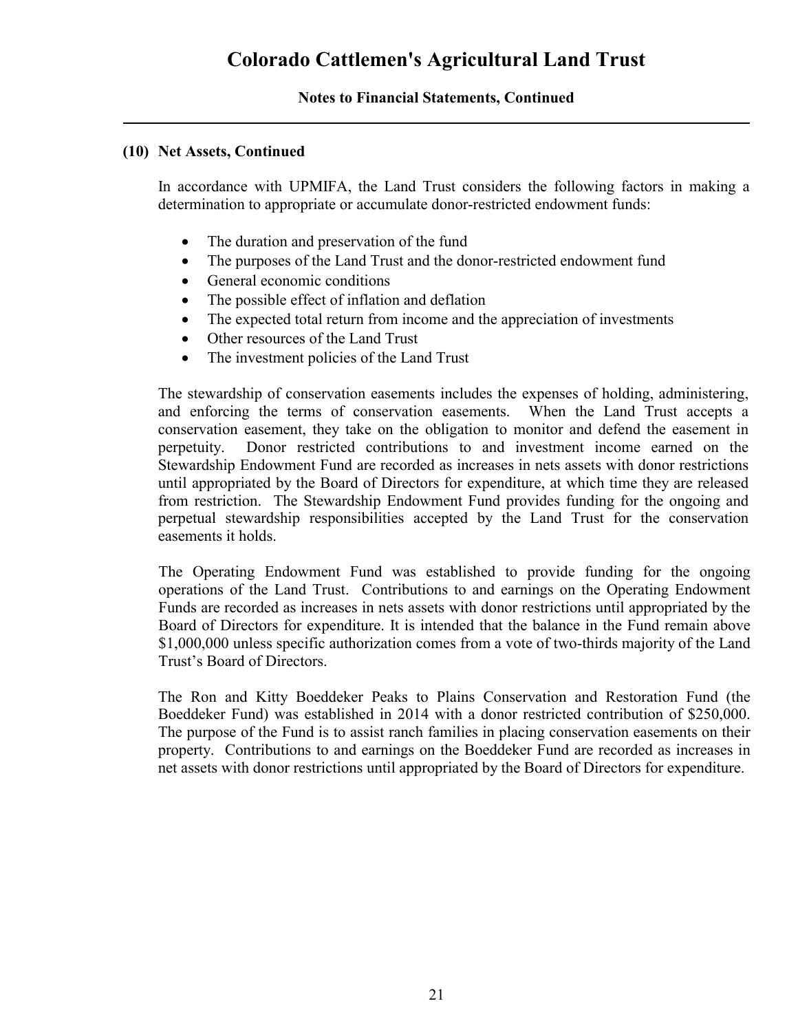### (10) Net Assets, Continued

In accordance with UPMIFA, the Land Trust considers the following factors in making a determination to appropriate or accumulate donor-restricted endowment funds:

- The duration and preservation of the fund
- The purposes of the Land Trust and the donor-restricted endowment fund
- General economic conditions
- The possible effect of inflation and deflation
- The expected total return from income and the appreciation of investments
- Other resources of the Land Trust
- The investment policies of the Land Trust

The stewardship of conservation easements includes the expenses of holding, administering, and enforcing the terms of conservation easements. When the Land Trust accepts a conservation easement, they take on the obligation to monitor and defend the easement in perpetuity. Donor restricted contributions to and investment income earned on the Stewardship Endowment Fund are recorded as increases in nets assets with donor restrictions until appropriated by the Board of Directors for expenditure, at which time they are released from restriction. The Stewardship Endowment Fund provides funding for the ongoing and perpetual stewardship responsibilities accepted by the Land Trust for the conservation easements it holds.

The Operating Endowment Fund was established to provide funding for the ongoing operations of the Land Trust. Contributions to and earnings on the Operating Endowment Funds are recorded as increases in nets assets with donor restrictions until appropriated by the Board of Directors for expenditure. It is intended that the balance in the Fund remain above $1,000,000 unless specific authorization comes from a vote of two-thirds majority of the Land Trust's Board of Directors.

The Ron and Kitty Boeddeker Peaks to Plains Conservation and Restoration Fund (the Boeddeker Fund) was established in 2014 with a donor restricted contribution of $250,000. The purpose of the Fund is to assist ranch families in placing conservation easements on their property. Contributions to and earnings on the Boeddeker Fund are recorded as increases in net assets with donor restrictions until appropriated by the Board of Directors for expenditure.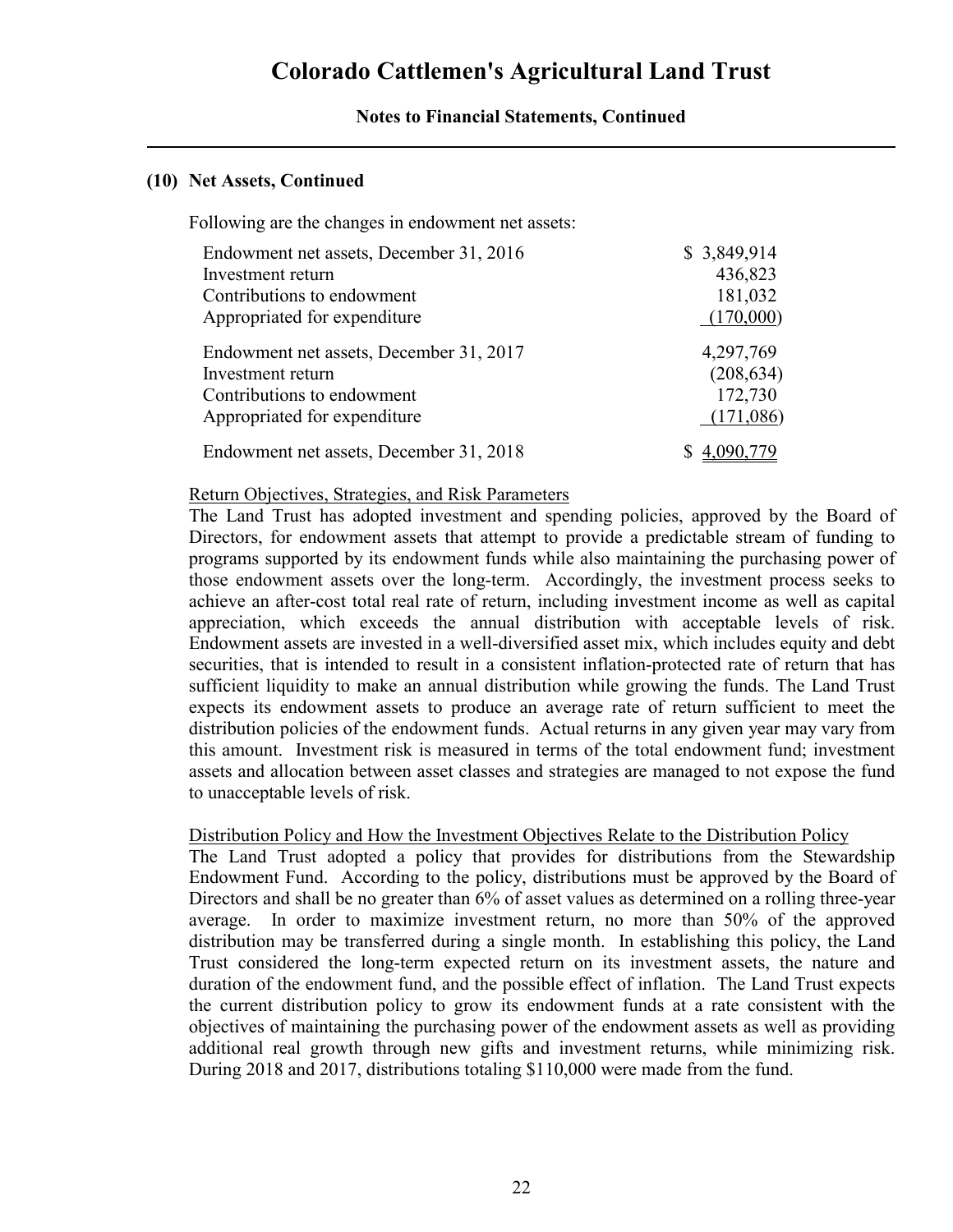# Colorado Cattlemen's Agricultural Land Trust

**Notes to Financial Statements, Continued**

### (10) Net Assets, Continued

Following are the changes in endowment net assets:

| | |
|---|---|
| Endowment net assets, December 31, 2016 | $ 3,849,914 |
| Investment return | 436,823 |
| Contributions to endowment | 181,032 |
| Appropriated for expenditure | (170,000) |
| Endowment net assets, December 31, 2017 | 4,297,769 |
| Investment return | (208,634) |
| Contributions to endowment | 172,730 |
| Appropriated for expenditure | (171,086) |
| Endowment net assets, December 31, 2018 | $ 4,090,779 |

Return Objectives, Strategies, and Risk Parameters

The Land Trust has adopted investment and spending policies, approved by the Board of Directors, for endowment assets that attempt to provide a predictable stream of funding to programs supported by its endowment funds while also maintaining the purchasing power of those endowment assets over the long-term. Accordingly, the investment process seeks to achieve an after-cost total real rate of return, including investment income as well as capital appreciation, which exceeds the annual distribution with acceptable levels of risk. Endowment assets are invested in a well-diversified asset mix, which includes equity and debt securities, that is intended to result in a consistent inflation-protected rate of return that has sufficient liquidity to make an annual distribution while growing the funds. The Land Trust expects its endowment assets to produce an average rate of return sufficient to meet the distribution policies of the endowment funds. Actual returns in any given year may vary from this amount. Investment risk is measured in terms of the total endowment fund; investment assets and allocation between asset classes and strategies are managed to not expose the fund to unacceptable levels of risk.

Distribution Policy and How the Investment Objectives Relate to the Distribution Policy

The Land Trust adopted a policy that provides for distributions from the Stewardship Endowment Fund. According to the policy, distributions must be approved by the Board of Directors and shall be no greater than 6% of asset values as determined on a rolling three-year average. In order to maximize investment return, no more than 50% of the approved distribution may be transferred during a single month. In establishing this policy, the Land Trust considered the long-term expected return on its investment assets, the nature and duration of the endowment fund, and the possible effect of inflation. The Land Trust expects the current distribution policy to grow its endowment funds at a rate consistent with the objectives of maintaining the purchasing power of the endowment assets as well as providing additional real growth through new gifts and investment returns, while minimizing risk. During 2018 and 2017, distributions totaling $110,000 were made from the fund.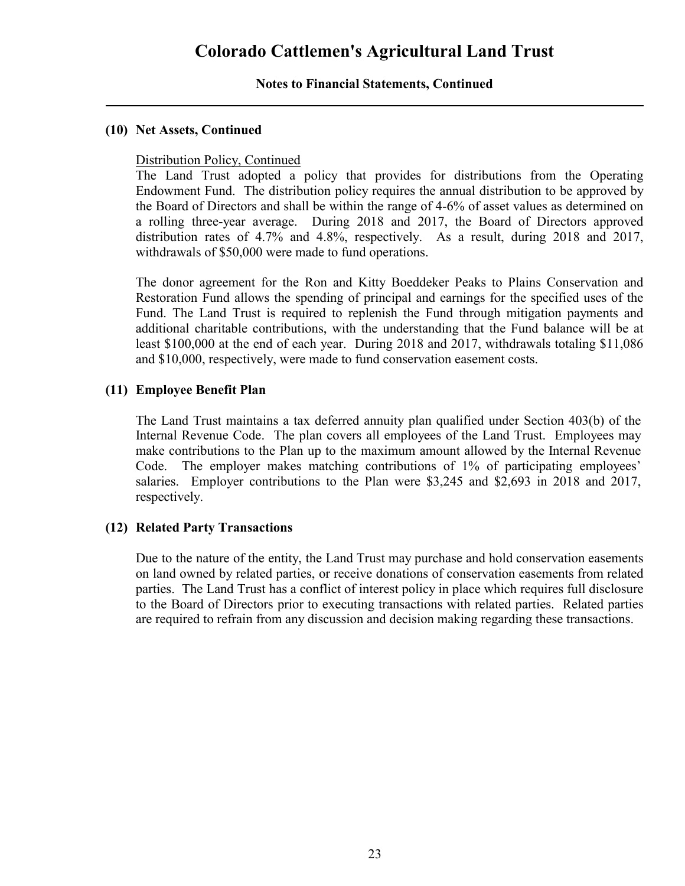### (10) Net Assets, Continued

Distribution Policy, Continued

The Land Trust adopted a policy that provides for distributions from the Operating Endowment Fund. The distribution policy requires the annual distribution to be approved by the Board of Directors and shall be within the range of 4-6% of asset values as determined on a rolling three-year average. During 2018 and 2017, the Board of Directors approved distribution rates of 4.7% and 4.8%, respectively. As a result, during 2018 and 2017, withdrawals of $50,000 were made to fund operations.

The donor agreement for the Ron and Kitty Boeddeker Peaks to Plains Conservation and Restoration Fund allows the spending of principal and earnings for the specified uses of the Fund. The Land Trust is required to replenish the Fund through mitigation payments and additional charitable contributions, with the understanding that the Fund balance will be at least $100,000 at the end of each year. During 2018 and 2017, withdrawals totaling $11,086 and $10,000, respectively, were made to fund conservation easement costs.

### (11) Employee Benefit Plan

The Land Trust maintains a tax deferred annuity plan qualified under Section 403(b) of the Internal Revenue Code. The plan covers all employees of the Land Trust. Employees may make contributions to the Plan up to the maximum amount allowed by the Internal Revenue Code. The employer makes matching contributions of 1% of participating employees' salaries. Employer contributions to the Plan were $3,245 and $2,693 in 2018 and 2017, respectively.

### (12) Related Party Transactions

Due to the nature of the entity, the Land Trust may purchase and hold conservation easements on land owned by related parties, or receive donations of conservation easements from related parties. The Land Trust has a conflict of interest policy in place which requires full disclosure to the Board of Directors prior to executing transactions with related parties. Related parties are required to refrain from any discussion and decision making regarding these transactions.